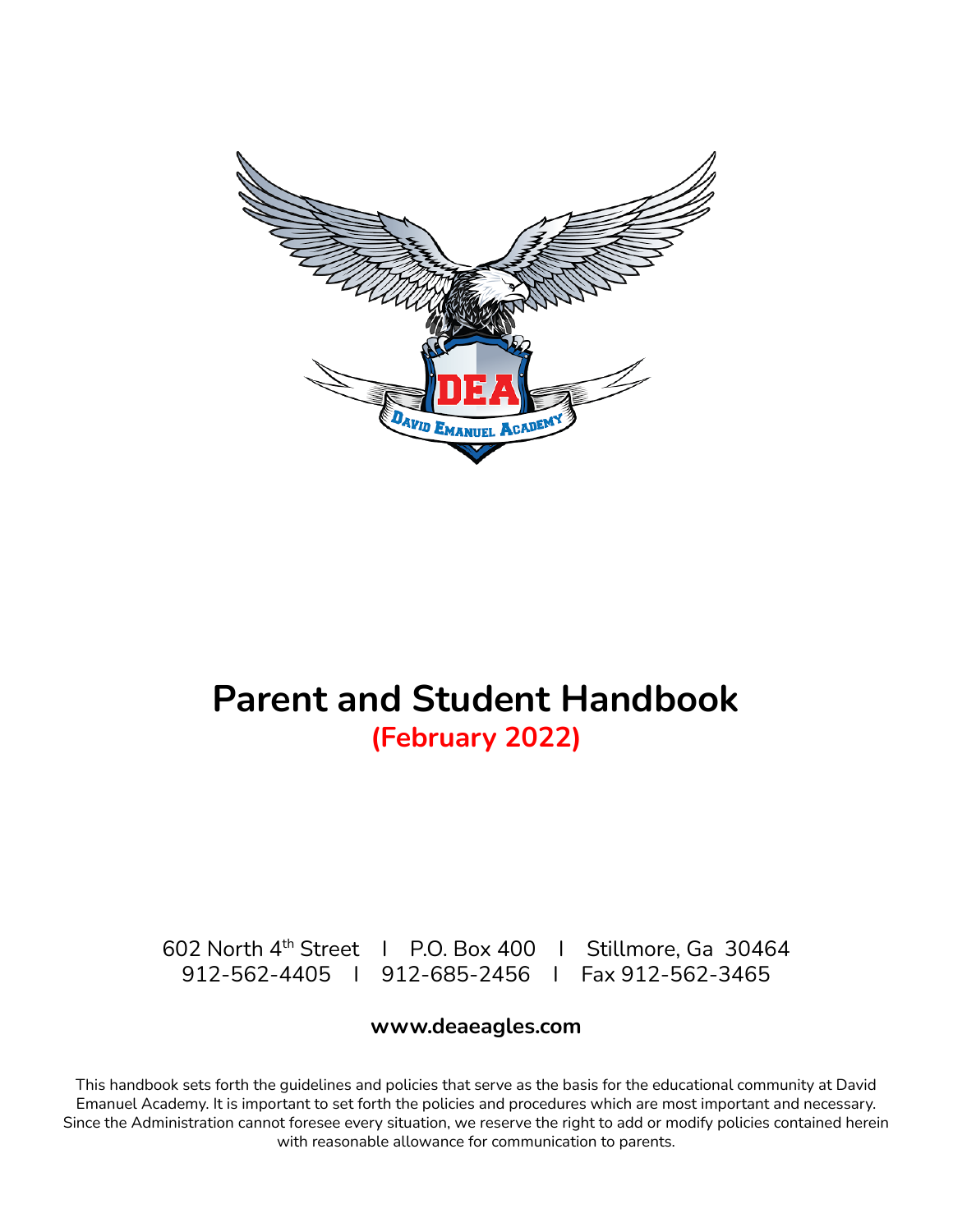# Parent and Student Handbook

**(February 2022)**

602 North 4th Street | P.O. Box 400 | Stillmore, Ga 30464
912-562-4405 | 912-685-2456 | Fax 912-562-3465

**www.deaeagles.com**

This handbook sets forth the guidelines and policies that serve as the basis for the educational community at David Emanuel Academy. It is important to set forth the policies and procedures which are most important and necessary. Since the Administration cannot foresee every situation, we reserve the right to add or modify policies contained herein with reasonable allowance for communication to parents.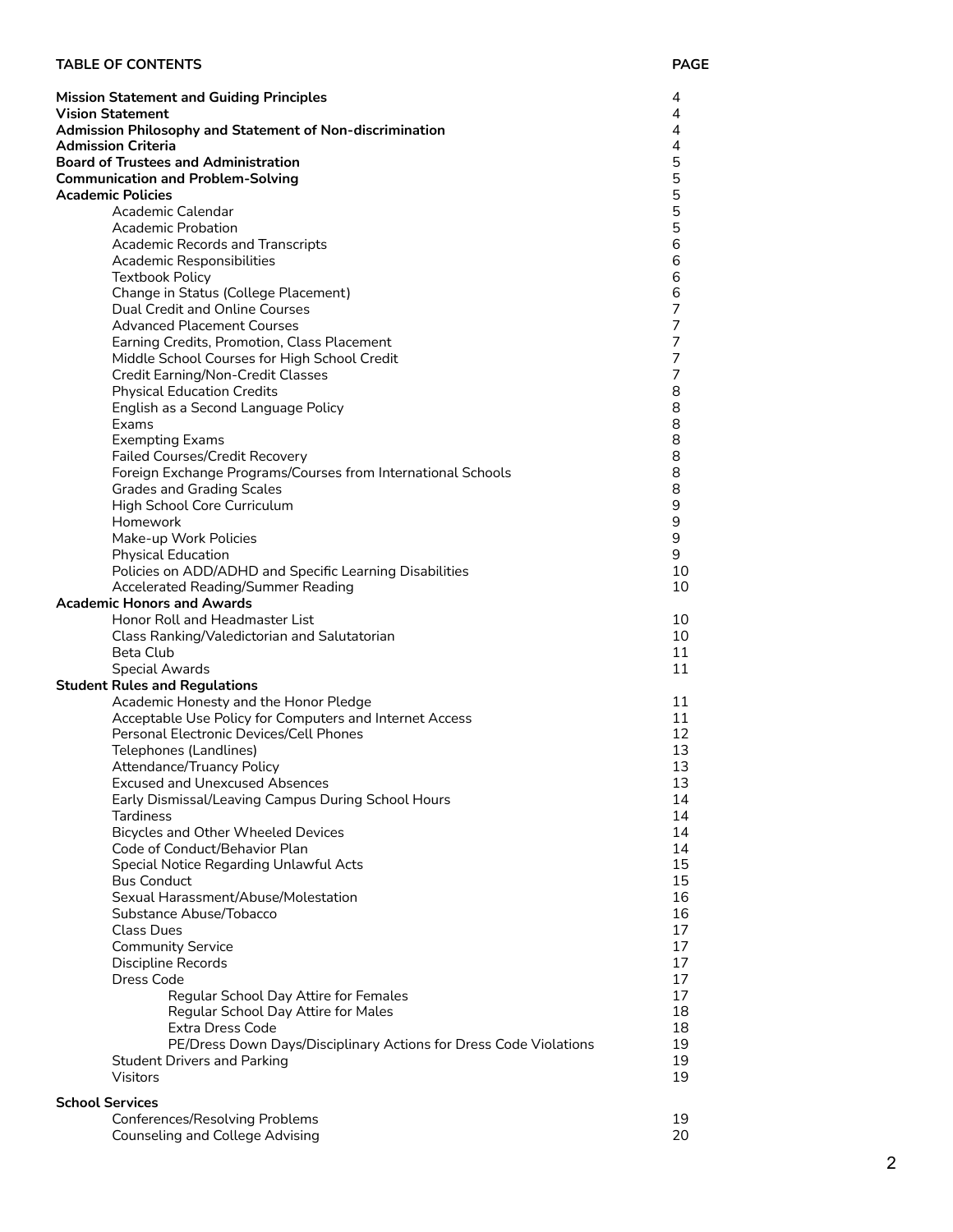## TABLE OF CONTENTS

| | PAGE |
|---|---|
| **Mission Statement and Guiding Principles** | 4 |
| **Vision Statement** | 4 |
| **Admission Philosophy and Statement of Non-discrimination** | 4 |
| **Admission Criteria** | 4 |
| **Board of Trustees and Administration** | 5 |
| **Communication and Problem-Solving** | 5 |
| **Academic Policies** | 5 |
| Academic Calendar | 5 |
| Academic Probation | 5 |
| Academic Records and Transcripts | 6 |
| Academic Responsibilities | 6 |
| Textbook Policy | 6 |
| Change in Status (College Placement) | 6 |
| Dual Credit and Online Courses | 7 |
| Advanced Placement Courses | 7 |
| Earning Credits, Promotion, Class Placement | 7 |
| Middle School Courses for High School Credit | 7 |
| Credit Earning/Non-Credit Classes | 7 |
| Physical Education Credits | 8 |
| English as a Second Language Policy | 8 |
| Exams | 8 |
| Exempting Exams | 8 |
| Failed Courses/Credit Recovery | 8 |
| Foreign Exchange Programs/Courses from International Schools | 8 |
| Grades and Grading Scales | 8 |
| High School Core Curriculum | 9 |
| Homework | 9 |
| Make-up Work Policies | 9 |
| Physical Education | 9 |
| Policies on ADD/ADHD and Specific Learning Disabilities | 10 |
| Accelerated Reading/Summer Reading | 10 |
| **Academic Honors and Awards** | |
| Honor Roll and Headmaster List | 10 |
| Class Ranking/Valedictorian and Salutatorian | 10 |
| Beta Club | 11 |
| Special Awards | 11 |
| **Student Rules and Regulations** | |
| Academic Honesty and the Honor Pledge | 11 |
| Acceptable Use Policy for Computers and Internet Access | 11 |
| Personal Electronic Devices/Cell Phones | 12 |
| Telephones (Landlines) | 13 |
| Attendance/Truancy Policy | 13 |
| Excused and Unexcused Absences | 13 |
| Early Dismissal/Leaving Campus During School Hours | 14 |
| Tardiness | 14 |
| Bicycles and Other Wheeled Devices | 14 |
| Code of Conduct/Behavior Plan | 14 |
| Special Notice Regarding Unlawful Acts | 15 |
| Bus Conduct | 15 |
| Sexual Harassment/Abuse/Molestation | 16 |
| Substance Abuse/Tobacco | 16 |
| Class Dues | 17 |
| Community Service | 17 |
| Discipline Records | 17 |
| Dress Code | 17 |
| Regular School Day Attire for Females | 17 |
| Regular School Day Attire for Males | 18 |
| Extra Dress Code | 18 |
| PE/Dress Down Days/Disciplinary Actions for Dress Code Violations | 19 |
| Student Drivers and Parking | 19 |
| Visitors | 19 |
| **School Services** | |
| Conferences/Resolving Problems | 19 |
| Counseling and College Advising | 20 |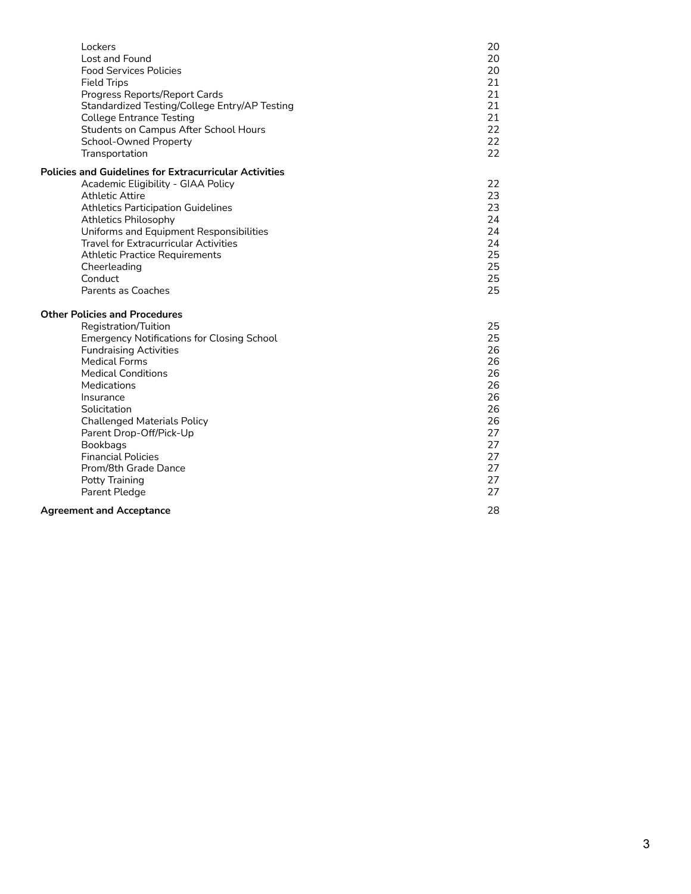| | |
|---|---|
| Lockers | 20 |
| Lost and Found | 20 |
| Food Services Policies | 20 |
| Field Trips | 21 |
| Progress Reports/Report Cards | 21 |
| Standardized Testing/College Entry/AP Testing | 21 |
| College Entrance Testing | 21 |
| Students on Campus After School Hours | 22 |
| School-Owned Property | 22 |
| Transportation | 22 |
| **Policies and Guidelines for Extracurricular Activities** | |
| Academic Eligibility - GIAA Policy | 22 |
| Athletic Attire | 23 |
| Athletics Participation Guidelines | 23 |
| Athletics Philosophy | 24 |
| Uniforms and Equipment Responsibilities | 24 |
| Travel for Extracurricular Activities | 24 |
| Athletic Practice Requirements | 25 |
| Cheerleading | 25 |
| Conduct | 25 |
| Parents as Coaches | 25 |
| **Other Policies and Procedures** | |
| Registration/Tuition | 25 |
| Emergency Notifications for Closing School | 25 |
| Fundraising Activities | 26 |
| Medical Forms | 26 |
| Medical Conditions | 26 |
| Medications | 26 |
| Insurance | 26 |
| Solicitation | 26 |
| Challenged Materials Policy | 26 |
| Parent Drop-Off/Pick-Up | 27 |
| Bookbags | 27 |
| Financial Policies | 27 |
| Prom/8th Grade Dance | 27 |
| Potty Training | 27 |
| Parent Pledge | 27 |
| **Agreement and Acceptance** | 28 |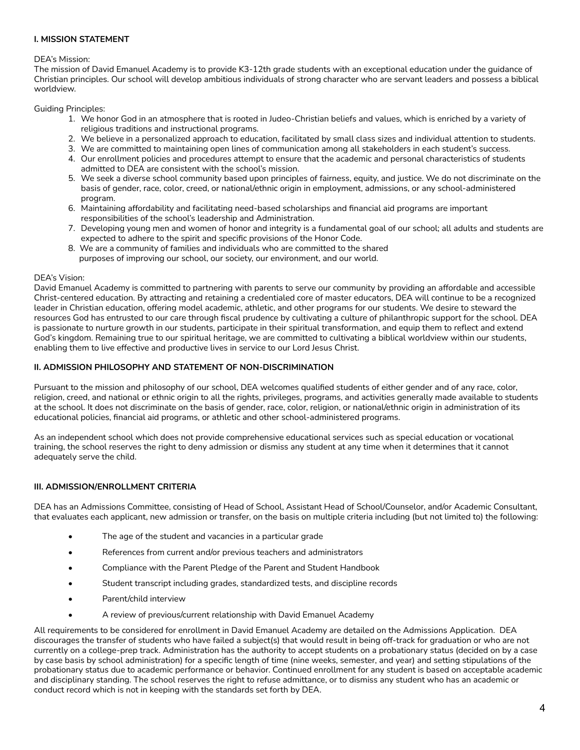## I. MISSION STATEMENT

DEA's Mission:
The mission of David Emanuel Academy is to provide K3-12th grade students with an exceptional education under the guidance of Christian principles. Our school will develop ambitious individuals of strong character who are servant leaders and possess a biblical worldview.

Guiding Principles:

1. We honor God in an atmosphere that is rooted in Judeo-Christian beliefs and values, which is enriched by a variety of religious traditions and instructional programs.
2. We believe in a personalized approach to education, facilitated by small class sizes and individual attention to students.
3. We are committed to maintaining open lines of communication among all stakeholders in each student's success.
4. Our enrollment policies and procedures attempt to ensure that the academic and personal characteristics of students admitted to DEA are consistent with the school's mission.
5. We seek a diverse school community based upon principles of fairness, equity, and justice. We do not discriminate on the basis of gender, race, color, creed, or national/ethnic origin in employment, admissions, or any school-administered program.
6. Maintaining affordability and facilitating need-based scholarships and financial aid programs are important responsibilities of the school's leadership and Administration.
7. Developing young men and women of honor and integrity is a fundamental goal of our school; all adults and students are expected to adhere to the spirit and specific provisions of the Honor Code.
8. We are a community of families and individuals who are committed to the shared purposes of improving our school, our society, our environment, and our world.

DEA's Vision:
David Emanuel Academy is committed to partnering with parents to serve our community by providing an affordable and accessible Christ-centered education. By attracting and retaining a credentialed core of master educators, DEA will continue to be a recognized leader in Christian education, offering model academic, athletic, and other programs for our students. We desire to steward the resources God has entrusted to our care through fiscal prudence by cultivating a culture of philanthropic support for the school. DEA is passionate to nurture growth in our students, participate in their spiritual transformation, and equip them to reflect and extend God's kingdom. Remaining true to our spiritual heritage, we are committed to cultivating a biblical worldview within our students, enabling them to live effective and productive lives in service to our Lord Jesus Christ.

## II. ADMISSION PHILOSOPHY AND STATEMENT OF NON-DISCRIMINATION

Pursuant to the mission and philosophy of our school, DEA welcomes qualified students of either gender and of any race, color, religion, creed, and national or ethnic origin to all the rights, privileges, programs, and activities generally made available to students at the school. It does not discriminate on the basis of gender, race, color, religion, or national/ethnic origin in administration of its educational policies, financial aid programs, or athletic and other school-administered programs.

As an independent school which does not provide comprehensive educational services such as special education or vocational training, the school reserves the right to deny admission or dismiss any student at any time when it determines that it cannot adequately serve the child.

## III. ADMISSION/ENROLLMENT CRITERIA

DEA has an Admissions Committee, consisting of Head of School, Assistant Head of School/Counselor, and/or Academic Consultant, that evaluates each applicant, new admission or transfer, on the basis on multiple criteria including (but not limited to) the following:

- The age of the student and vacancies in a particular grade
- References from current and/or previous teachers and administrators
- Compliance with the Parent Pledge of the Parent and Student Handbook
- Student transcript including grades, standardized tests, and discipline records
- Parent/child interview
- A review of previous/current relationship with David Emanuel Academy

All requirements to be considered for enrollment in David Emanuel Academy are detailed on the Admissions Application. DEA discourages the transfer of students who have failed a subject(s) that would result in being off-track for graduation or who are not currently on a college-prep track. Administration has the authority to accept students on a probationary status (decided on by a case by case basis by school administration) for a specific length of time (nine weeks, semester, and year) and setting stipulations of the probationary status due to academic performance or behavior. Continued enrollment for any student is based on acceptable academic and disciplinary standing. The school reserves the right to refuse admittance, or to dismiss any student who has an academic or conduct record which is not in keeping with the standards set forth by DEA.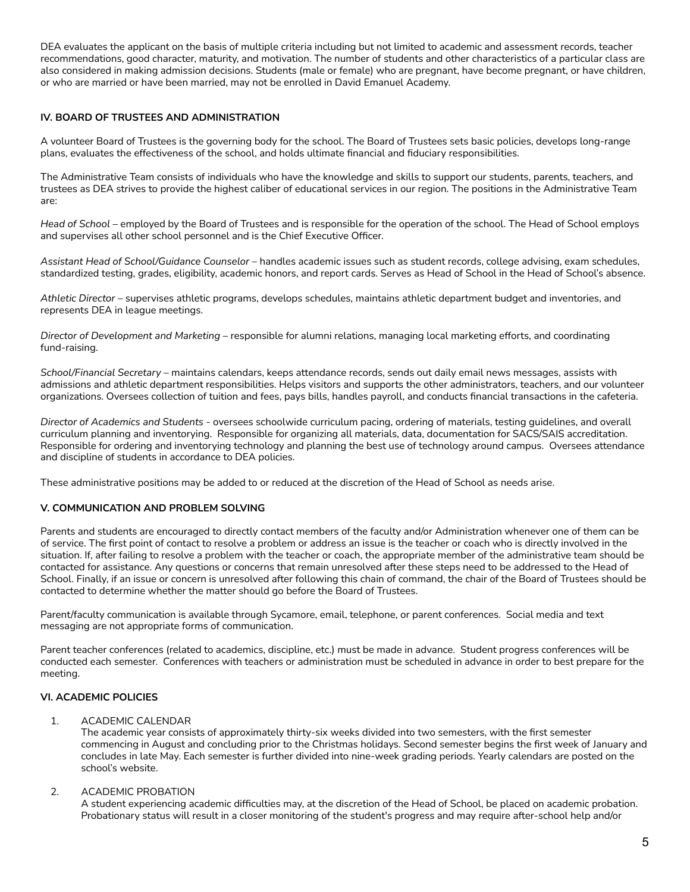DEA evaluates the applicant on the basis of multiple criteria including but not limited to academic and assessment records, teacher recommendations, good character, maturity, and motivation. The number of students and other characteristics of a particular class are also considered in making admission decisions. Students (male or female) who are pregnant, have become pregnant, or have children, or who are married or have been married, may not be enrolled in David Emanuel Academy.

## IV. BOARD OF TRUSTEES AND ADMINISTRATION

A volunteer Board of Trustees is the governing body for the school. The Board of Trustees sets basic policies, develops long-range plans, evaluates the effectiveness of the school, and holds ultimate financial and fiduciary responsibilities.

The Administrative Team consists of individuals who have the knowledge and skills to support our students, parents, teachers, and trustees as DEA strives to provide the highest caliber of educational services in our region. The positions in the Administrative Team are:

*Head of School* – employed by the Board of Trustees and is responsible for the operation of the school. The Head of School employs and supervises all other school personnel and is the Chief Executive Officer.

*Assistant Head of School/Guidance Counselor* – handles academic issues such as student records, college advising, exam schedules, standardized testing, grades, eligibility, academic honors, and report cards. Serves as Head of School in the Head of School's absence.

*Athletic Director* – supervises athletic programs, develops schedules, maintains athletic department budget and inventories, and represents DEA in league meetings.

*Director of Development and Marketing* – responsible for alumni relations, managing local marketing efforts, and coordinating fund-raising.

*School/Financial Secretary* – maintains calendars, keeps attendance records, sends out daily email news messages, assists with admissions and athletic department responsibilities. Helps visitors and supports the other administrators, teachers, and our volunteer organizations. Oversees collection of tuition and fees, pays bills, handles payroll, and conducts financial transactions in the cafeteria.

*Director of Academics and Students* - oversees schoolwide curriculum pacing, ordering of materials, testing guidelines, and overall curriculum planning and inventorying. Responsible for organizing all materials, data, documentation for SACS/SAIS accreditation. Responsible for ordering and inventorying technology and planning the best use of technology around campus. Oversees attendance and discipline of students in accordance to DEA policies.

These administrative positions may be added to or reduced at the discretion of the Head of School as needs arise.

## V. COMMUNICATION AND PROBLEM SOLVING

Parents and students are encouraged to directly contact members of the faculty and/or Administration whenever one of them can be of service. The first point of contact to resolve a problem or address an issue is the teacher or coach who is directly involved in the situation. If, after failing to resolve a problem with the teacher or coach, the appropriate member of the administrative team should be contacted for assistance. Any questions or concerns that remain unresolved after these steps need to be addressed to the Head of School. Finally, if an issue or concern is unresolved after following this chain of command, the chair of the Board of Trustees should be contacted to determine whether the matter should go before the Board of Trustees.

Parent/faculty communication is available through Sycamore, email, telephone, or parent conferences. Social media and text messaging are not appropriate forms of communication.

Parent teacher conferences (related to academics, discipline, etc.) must be made in advance. Student progress conferences will be conducted each semester. Conferences with teachers or administration must be scheduled in advance in order to best prepare for the meeting.

## VI. ACADEMIC POLICIES

1. ACADEMIC CALENDAR
   The academic year consists of approximately thirty-six weeks divided into two semesters, with the first semester commencing in August and concluding prior to the Christmas holidays. Second semester begins the first week of January and concludes in late May. Each semester is further divided into nine-week grading periods. Yearly calendars are posted on the school's website.

2. ACADEMIC PROBATION
   A student experiencing academic difficulties may, at the discretion of the Head of School, be placed on academic probation. Probationary status will result in a closer monitoring of the student's progress and may require after-school help and/or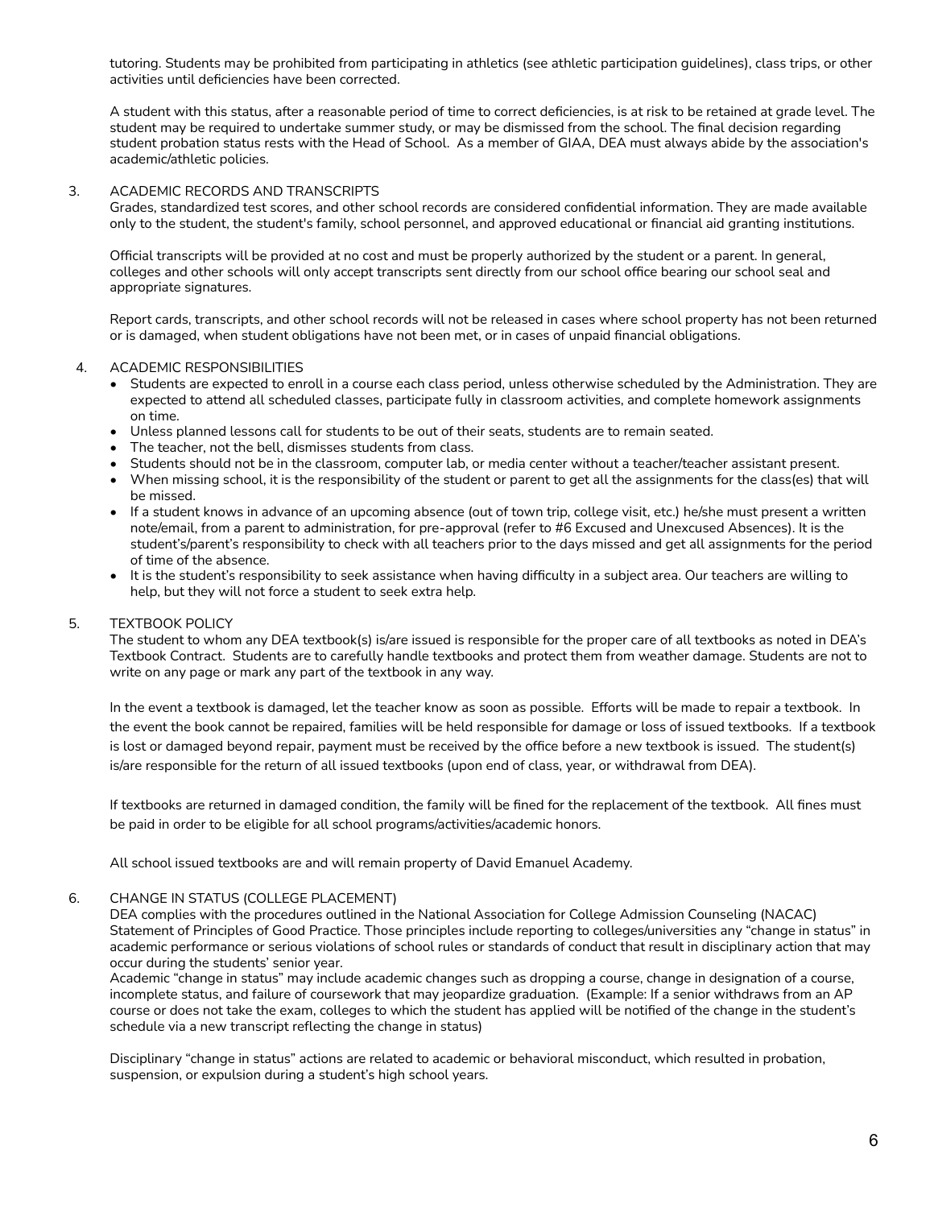tutoring. Students may be prohibited from participating in athletics (see athletic participation guidelines), class trips, or other activities until deficiencies have been corrected.

A student with this status, after a reasonable period of time to correct deficiencies, is at risk to be retained at grade level. The student may be required to undertake summer study, or may be dismissed from the school. The final decision regarding student probation status rests with the Head of School. As a member of GIAA, DEA must always abide by the association's academic/athletic policies.

3. ACADEMIC RECORDS AND TRANSCRIPTS

Grades, standardized test scores, and other school records are considered confidential information. They are made available only to the student, the student's family, school personnel, and approved educational or financial aid granting institutions.

Official transcripts will be provided at no cost and must be properly authorized by the student or a parent. In general, colleges and other schools will only accept transcripts sent directly from our school office bearing our school seal and appropriate signatures.

Report cards, transcripts, and other school records will not be released in cases where school property has not been returned or is damaged, when student obligations have not been met, or in cases of unpaid financial obligations.

4. ACADEMIC RESPONSIBILITIES

- Students are expected to enroll in a course each class period, unless otherwise scheduled by the Administration. They are expected to attend all scheduled classes, participate fully in classroom activities, and complete homework assignments on time.
- Unless planned lessons call for students to be out of their seats, students are to remain seated.
- The teacher, not the bell, dismisses students from class.
- Students should not be in the classroom, computer lab, or media center without a teacher/teacher assistant present.
- When missing school, it is the responsibility of the student or parent to get all the assignments for the class(es) that will be missed.
- If a student knows in advance of an upcoming absence (out of town trip, college visit, etc.) he/she must present a written note/email, from a parent to administration, for pre-approval (refer to #6 Excused and Unexcused Absences). It is the student's/parent's responsibility to check with all teachers prior to the days missed and get all assignments for the period of time of the absence.
- It is the student's responsibility to seek assistance when having difficulty in a subject area. Our teachers are willing to help, but they will not force a student to seek extra help.

5. TEXTBOOK POLICY

The student to whom any DEA textbook(s) is/are issued is responsible for the proper care of all textbooks as noted in DEA's Textbook Contract. Students are to carefully handle textbooks and protect them from weather damage. Students are not to write on any page or mark any part of the textbook in any way.

In the event a textbook is damaged, let the teacher know as soon as possible. Efforts will be made to repair a textbook. In the event the book cannot be repaired, families will be held responsible for damage or loss of issued textbooks. If a textbook is lost or damaged beyond repair, payment must be received by the office before a new textbook is issued. The student(s) is/are responsible for the return of all issued textbooks (upon end of class, year, or withdrawal from DEA).

If textbooks are returned in damaged condition, the family will be fined for the replacement of the textbook. All fines must be paid in order to be eligible for all school programs/activities/academic honors.

All school issued textbooks are and will remain property of David Emanuel Academy.

6. CHANGE IN STATUS (COLLEGE PLACEMENT)

DEA complies with the procedures outlined in the National Association for College Admission Counseling (NACAC) Statement of Principles of Good Practice. Those principles include reporting to colleges/universities any "change in status" in academic performance or serious violations of school rules or standards of conduct that result in disciplinary action that may occur during the students' senior year.

Academic "change in status" may include academic changes such as dropping a course, change in designation of a course, incomplete status, and failure of coursework that may jeopardize graduation. (Example: If a senior withdraws from an AP course or does not take the exam, colleges to which the student has applied will be notified of the change in the student's schedule via a new transcript reflecting the change in status)

Disciplinary "change in status" actions are related to academic or behavioral misconduct, which resulted in probation, suspension, or expulsion during a student's high school years.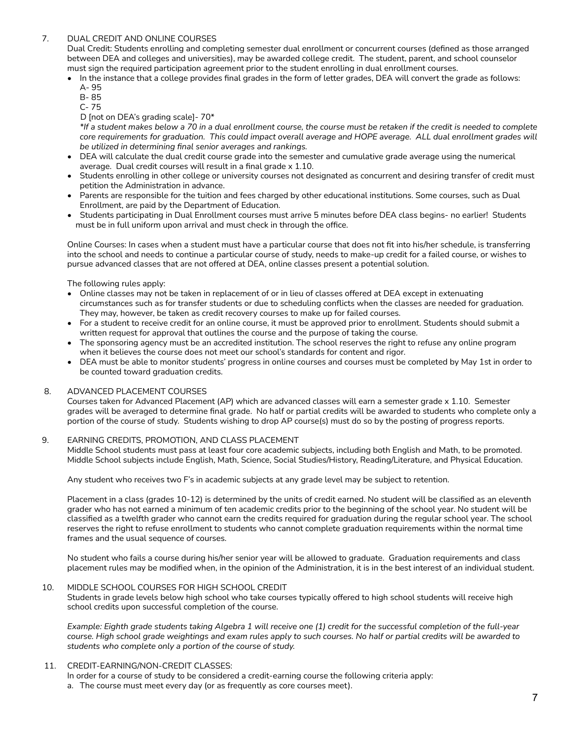7. DUAL CREDIT AND ONLINE COURSES

Dual Credit: Students enrolling and completing semester dual enrollment or concurrent courses (defined as those arranged between DEA and colleges and universities), may be awarded college credit. The student, parent, and school counselor must sign the required participation agreement prior to the student enrolling in dual enrollment courses.

- In the instance that a college provides final grades in the form of letter grades, DEA will convert the grade as follows:
  A- 95
  B- 85
  C- 75
  D [not on DEA's grading scale]- 70*
  *\*If a student makes below a 70 in a dual enrollment course, the course must be retaken if the credit is needed to complete core requirements for graduation. This could impact overall average and HOPE average. ALL dual enrollment grades will be utilized in determining final senior averages and rankings.*
- DEA will calculate the dual credit course grade into the semester and cumulative grade average using the numerical average. Dual credit courses will result in a final grade x 1.10.
- Students enrolling in other college or university courses not designated as concurrent and desiring transfer of credit must petition the Administration in advance.
- Parents are responsible for the tuition and fees charged by other educational institutions. Some courses, such as Dual Enrollment, are paid by the Department of Education.
- Students participating in Dual Enrollment courses must arrive 5 minutes before DEA class begins- no earlier! Students must be in full uniform upon arrival and must check in through the office.

Online Courses: In cases when a student must have a particular course that does not fit into his/her schedule, is transferring into the school and needs to continue a particular course of study, needs to make-up credit for a failed course, or wishes to pursue advanced classes that are not offered at DEA, online classes present a potential solution.

The following rules apply:

- Online classes may not be taken in replacement of or in lieu of classes offered at DEA except in extenuating circumstances such as for transfer students or due to scheduling conflicts when the classes are needed for graduation. They may, however, be taken as credit recovery courses to make up for failed courses.
- For a student to receive credit for an online course, it must be approved prior to enrollment. Students should submit a written request for approval that outlines the course and the purpose of taking the course.
- The sponsoring agency must be an accredited institution. The school reserves the right to refuse any online program when it believes the course does not meet our school's standards for content and rigor.
- DEA must be able to monitor students' progress in online courses and courses must be completed by May 1st in order to be counted toward graduation credits.

8. ADVANCED PLACEMENT COURSES

Courses taken for Advanced Placement (AP) which are advanced classes will earn a semester grade x 1.10. Semester grades will be averaged to determine final grade. No half or partial credits will be awarded to students who complete only a portion of the course of study. Students wishing to drop AP course(s) must do so by the posting of progress reports.

9. EARNING CREDITS, PROMOTION, AND CLASS PLACEMENT

Middle School students must pass at least four core academic subjects, including both English and Math, to be promoted. Middle School subjects include English, Math, Science, Social Studies/History, Reading/Literature, and Physical Education.

Any student who receives two F's in academic subjects at any grade level may be subject to retention.

Placement in a class (grades 10-12) is determined by the units of credit earned. No student will be classified as an eleventh grader who has not earned a minimum of ten academic credits prior to the beginning of the school year. No student will be classified as a twelfth grader who cannot earn the credits required for graduation during the regular school year. The school reserves the right to refuse enrollment to students who cannot complete graduation requirements within the normal time frames and the usual sequence of courses.

No student who fails a course during his/her senior year will be allowed to graduate. Graduation requirements and class placement rules may be modified when, in the opinion of the Administration, it is in the best interest of an individual student.

10. MIDDLE SCHOOL COURSES FOR HIGH SCHOOL CREDIT

Students in grade levels below high school who take courses typically offered to high school students will receive high school credits upon successful completion of the course.

*Example: Eighth grade students taking Algebra 1 will receive one (1) credit for the successful completion of the full-year course. High school grade weightings and exam rules apply to such courses. No half or partial credits will be awarded to students who complete only a portion of the course of study.*

11. CREDIT-EARNING/NON-CREDIT CLASSES:

In order for a course of study to be considered a credit-earning course the following criteria apply:

a. The course must meet every day (or as frequently as core courses meet).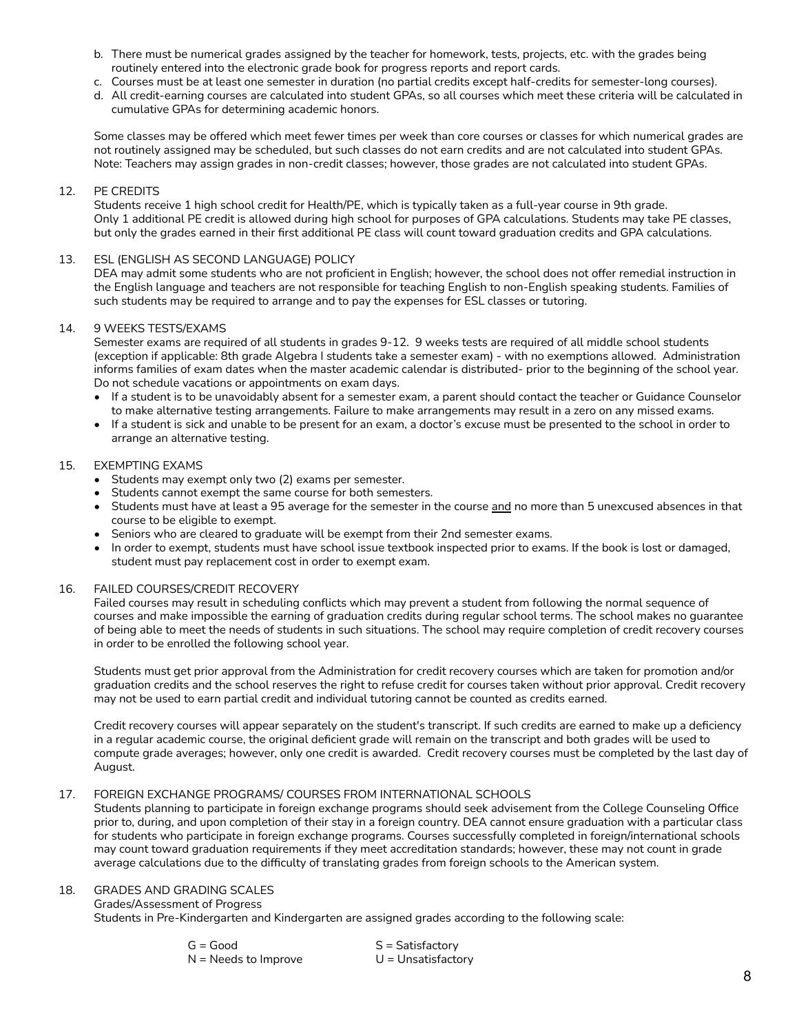b. There must be numerical grades assigned by the teacher for homework, tests, projects, etc. with the grades being routinely entered into the electronic grade book for progress reports and report cards.
c. Courses must be at least one semester in duration (no partial credits except half-credits for semester-long courses).
d. All credit-earning courses are calculated into student GPAs, so all courses which meet these criteria will be calculated in cumulative GPAs for determining academic honors.

Some classes may be offered which meet fewer times per week than core courses or classes for which numerical grades are not routinely assigned may be scheduled, but such classes do not earn credits and are not calculated into student GPAs. Note: Teachers may assign grades in non-credit classes; however, those grades are not calculated into student GPAs.

12. PE CREDITS

Students receive 1 high school credit for Health/PE, which is typically taken as a full-year course in 9th grade. Only 1 additional PE credit is allowed during high school for purposes of GPA calculations. Students may take PE classes, but only the grades earned in their first additional PE class will count toward graduation credits and GPA calculations.

13. ESL (ENGLISH AS SECOND LANGUAGE) POLICY

DEA may admit some students who are not proficient in English; however, the school does not offer remedial instruction in the English language and teachers are not responsible for teaching English to non-English speaking students. Families of such students may be required to arrange and to pay the expenses for ESL classes or tutoring.

14. 9 WEEKS TESTS/EXAMS

Semester exams are required of all students in grades 9-12. 9 weeks tests are required of all middle school students (exception if applicable: 8th grade Algebra I students take a semester exam) - with no exemptions allowed. Administration informs families of exam dates when the master academic calendar is distributed- prior to the beginning of the school year. Do not schedule vacations or appointments on exam days.

- If a student is to be unavoidably absent for a semester exam, a parent should contact the teacher or Guidance Counselor to make alternative testing arrangements. Failure to make arrangements may result in a zero on any missed exams.
- If a student is sick and unable to be present for an exam, a doctor's excuse must be presented to the school in order to arrange an alternative testing.

15. EXEMPTING EXAMS

- Students may exempt only two (2) exams per semester.
- Students cannot exempt the same course for both semesters.
- Students must have at least a 95 average for the semester in the course <u>and</u> no more than 5 unexcused absences in that course to be eligible to exempt.
- Seniors who are cleared to graduate will be exempt from their 2nd semester exams.
- In order to exempt, students must have school issue textbook inspected prior to exams. If the book is lost or damaged, student must pay replacement cost in order to exempt exam.

16. FAILED COURSES/CREDIT RECOVERY

Failed courses may result in scheduling conflicts which may prevent a student from following the normal sequence of courses and make impossible the earning of graduation credits during regular school terms. The school makes no guarantee of being able to meet the needs of students in such situations. The school may require completion of credit recovery courses in order to be enrolled the following school year.

Students must get prior approval from the Administration for credit recovery courses which are taken for promotion and/or graduation credits and the school reserves the right to refuse credit for courses taken without prior approval. Credit recovery may not be used to earn partial credit and individual tutoring cannot be counted as credits earned.

Credit recovery courses will appear separately on the student's transcript. If such credits are earned to make up a deficiency in a regular academic course, the original deficient grade will remain on the transcript and both grades will be used to compute grade averages; however, only one credit is awarded. Credit recovery courses must be completed by the last day of August.

17. FOREIGN EXCHANGE PROGRAMS/ COURSES FROM INTERNATIONAL SCHOOLS

Students planning to participate in foreign exchange programs should seek advisement from the College Counseling Office prior to, during, and upon completion of their stay in a foreign country. DEA cannot ensure graduation with a particular class for students who participate in foreign exchange programs. Courses successfully completed in foreign/international schools may count toward graduation requirements if they meet accreditation standards; however, these may not count in grade average calculations due to the difficulty of translating grades from foreign schools to the American system.

18. GRADES AND GRADING SCALES

Grades/Assessment of Progress

Students in Pre-Kindergarten and Kindergarten are assigned grades according to the following scale:

| | |
|---|---|
| G = Good | S = Satisfactory |
| N = Needs to Improve | U = Unsatisfactory |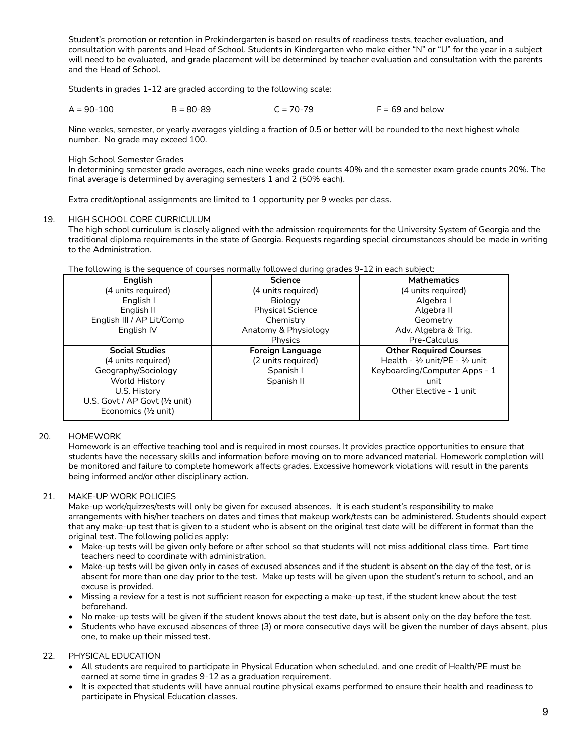Student's promotion or retention in Prekindergarten is based on results of readiness tests, teacher evaluation, and consultation with parents and Head of School. Students in Kindergarten who make either "N" or "U" for the year in a subject will need to be evaluated, and grade placement will be determined by teacher evaluation and consultation with the parents and the Head of School.

Students in grades 1-12 are graded according to the following scale:

A = 90-100    B = 80-89    C = 70-79    F = 69 and below

Nine weeks, semester, or yearly averages yielding a fraction of 0.5 or better will be rounded to the next highest whole number. No grade may exceed 100.

High School Semester Grades
In determining semester grade averages, each nine weeks grade counts 40% and the semester exam grade counts 20%. The final average is determined by averaging semesters 1 and 2 (50% each).

Extra credit/optional assignments are limited to 1 opportunity per 9 weeks per class.

19. HIGH SCHOOL CORE CURRICULUM

The high school curriculum is closely aligned with the admission requirements for the University System of Georgia and the traditional diploma requirements in the state of Georgia. Requests regarding special circumstances should be made in writing to the Administration.

The following is the sequence of courses normally followed during grades 9-12 in each subject:

| English | Science | Mathematics |
|---|---|---|
| (4 units required)<br>English I<br>English II<br>English III / AP Lit/Comp<br>English IV | (4 units required)<br>Biology<br>Physical Science<br>Chemistry<br>Anatomy & Physiology<br>Physics | (4 units required)<br>Algebra I<br>Algebra II<br>Geometry<br>Adv. Algebra & Trig.<br>Pre-Calculus |
| **Social Studies** | **Foreign Language** | **Other Required Courses** |
| (4 units required)<br>Geography/Sociology<br>World History<br>U.S. History<br>U.S. Govt / AP Govt (½ unit)<br>Economics (½ unit) | (2 units required)<br>Spanish I<br>Spanish II | Health - ½ unit/PE - ½ unit<br>Keyboarding/Computer Apps - 1 unit<br>Other Elective - 1 unit |

20. HOMEWORK

Homework is an effective teaching tool and is required in most courses. It provides practice opportunities to ensure that students have the necessary skills and information before moving on to more advanced material. Homework completion will be monitored and failure to complete homework affects grades. Excessive homework violations will result in the parents being informed and/or other disciplinary action.

21. MAKE-UP WORK POLICIES

Make-up work/quizzes/tests will only be given for excused absences. It is each student's responsibility to make arrangements with his/her teachers on dates and times that makeup work/tests can be administered. Students should expect that any make-up test that is given to a student who is absent on the original test date will be different in format than the original test. The following policies apply:

- Make-up tests will be given only before or after school so that students will not miss additional class time. Part time teachers need to coordinate with administration.
- Make-up tests will be given only in cases of excused absences and if the student is absent on the day of the test, or is absent for more than one day prior to the test. Make up tests will be given upon the student's return to school, and an excuse is provided.
- Missing a review for a test is not sufficient reason for expecting a make-up test, if the student knew about the test beforehand.
- No make-up tests will be given if the student knows about the test date, but is absent only on the day before the test.
- Students who have excused absences of three (3) or more consecutive days will be given the number of days absent, plus one, to make up their missed test.

22. PHYSICAL EDUCATION

- All students are required to participate in Physical Education when scheduled, and one credit of Health/PE must be earned at some time in grades 9-12 as a graduation requirement.
- It is expected that students will have annual routine physical exams performed to ensure their health and readiness to participate in Physical Education classes.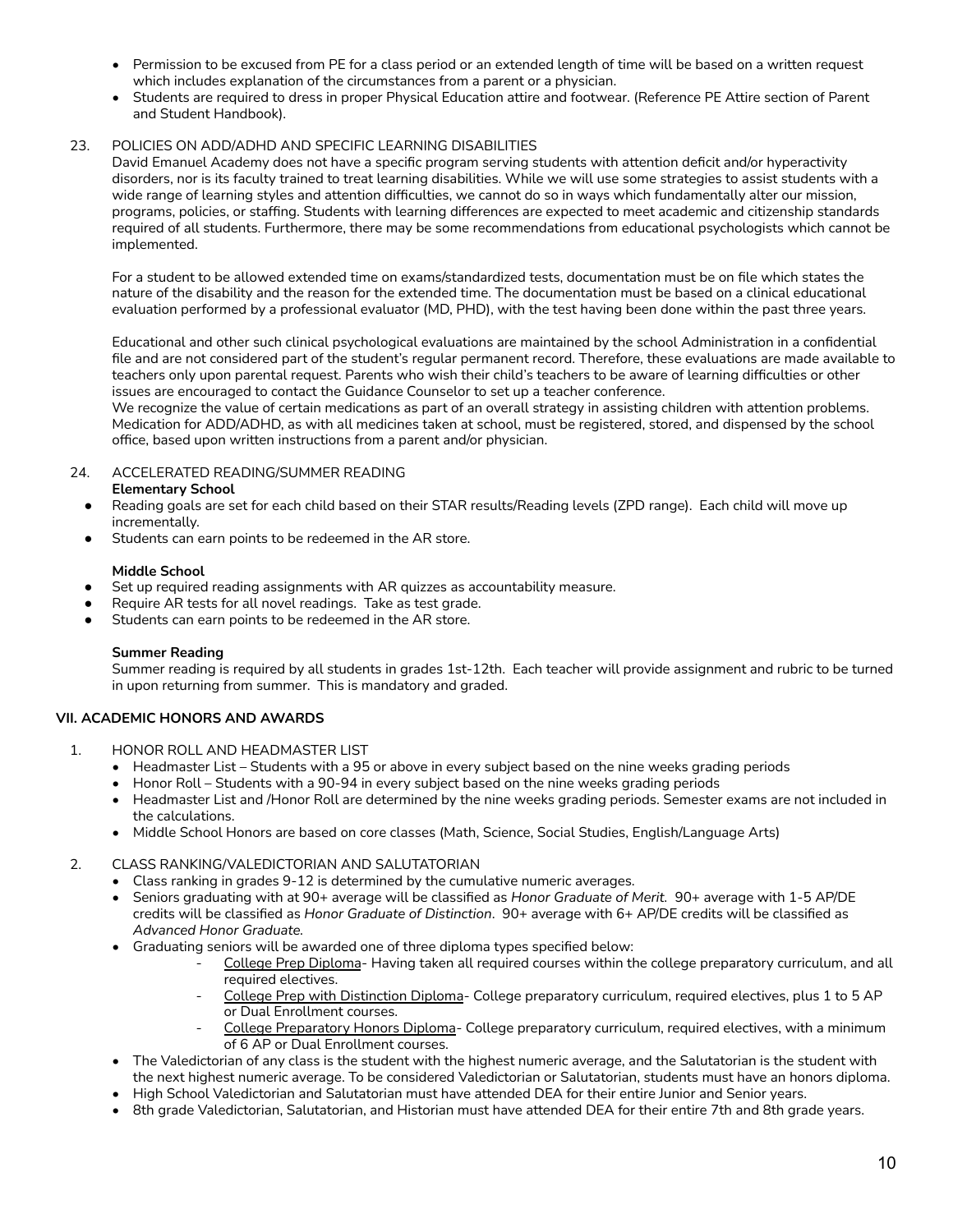- Permission to be excused from PE for a class period or an extended length of time will be based on a written request which includes explanation of the circumstances from a parent or a physician.
- Students are required to dress in proper Physical Education attire and footwear. (Reference PE Attire section of Parent and Student Handbook).

23. POLICIES ON ADD/ADHD AND SPECIFIC LEARNING DISABILITIES

David Emanuel Academy does not have a specific program serving students with attention deficit and/or hyperactivity disorders, nor is its faculty trained to treat learning disabilities. While we will use some strategies to assist students with a wide range of learning styles and attention difficulties, we cannot do so in ways which fundamentally alter our mission, programs, policies, or staffing. Students with learning differences are expected to meet academic and citizenship standards required of all students. Furthermore, there may be some recommendations from educational psychologists which cannot be implemented.

For a student to be allowed extended time on exams/standardized tests, documentation must be on file which states the nature of the disability and the reason for the extended time. The documentation must be based on a clinical educational evaluation performed by a professional evaluator (MD, PHD), with the test having been done within the past three years.

Educational and other such clinical psychological evaluations are maintained by the school Administration in a confidential file and are not considered part of the student's regular permanent record. Therefore, these evaluations are made available to teachers only upon parental request. Parents who wish their child's teachers to be aware of learning difficulties or other issues are encouraged to contact the Guidance Counselor to set up a teacher conference.
We recognize the value of certain medications as part of an overall strategy in assisting children with attention problems. Medication for ADD/ADHD, as with all medicines taken at school, must be registered, stored, and dispensed by the school office, based upon written instructions from a parent and/or physician.

24. ACCELERATED READING/SUMMER READING

**Elementary School**

- Reading goals are set for each child based on their STAR results/Reading levels (ZPD range). Each child will move up incrementally.
- Students can earn points to be redeemed in the AR store.

**Middle School**

- Set up required reading assignments with AR quizzes as accountability measure.
- Require AR tests for all novel readings. Take as test grade.
- Students can earn points to be redeemed in the AR store.

**Summer Reading**

Summer reading is required by all students in grades 1st-12th. Each teacher will provide assignment and rubric to be turned in upon returning from summer. This is mandatory and graded.

## VII. ACADEMIC HONORS AND AWARDS

1. HONOR ROLL AND HEADMASTER LIST
   - Headmaster List – Students with a 95 or above in every subject based on the nine weeks grading periods
   - Honor Roll – Students with a 90-94 in every subject based on the nine weeks grading periods
   - Headmaster List and /Honor Roll are determined by the nine weeks grading periods. Semester exams are not included in the calculations.
   - Middle School Honors are based on core classes (Math, Science, Social Studies, English/Language Arts)

2. CLASS RANKING/VALEDICTORIAN AND SALUTATORIAN
   - Class ranking in grades 9-12 is determined by the cumulative numeric averages.
   - Seniors graduating with at 90+ average will be classified as *Honor Graduate of Merit.* 90+ average with 1-5 AP/DE credits will be classified as *Honor Graduate of Distinction*. 90+ average with 6+ AP/DE credits will be classified as *Advanced Honor Graduate.*
   - Graduating seniors will be awarded one of three diploma types specified below:
     - College Prep Diploma- Having taken all required courses within the college preparatory curriculum, and all required electives.
     - College Prep with Distinction Diploma- College preparatory curriculum, required electives, plus 1 to 5 AP or Dual Enrollment courses.
     - College Preparatory Honors Diploma- College preparatory curriculum, required electives, with a minimum of 6 AP or Dual Enrollment courses.
   - The Valedictorian of any class is the student with the highest numeric average, and the Salutatorian is the student with the next highest numeric average. To be considered Valedictorian or Salutatorian, students must have an honors diploma.
   - High School Valedictorian and Salutatorian must have attended DEA for their entire Junior and Senior years.
   - 8th grade Valedictorian, Salutatorian, and Historian must have attended DEA for their entire 7th and 8th grade years.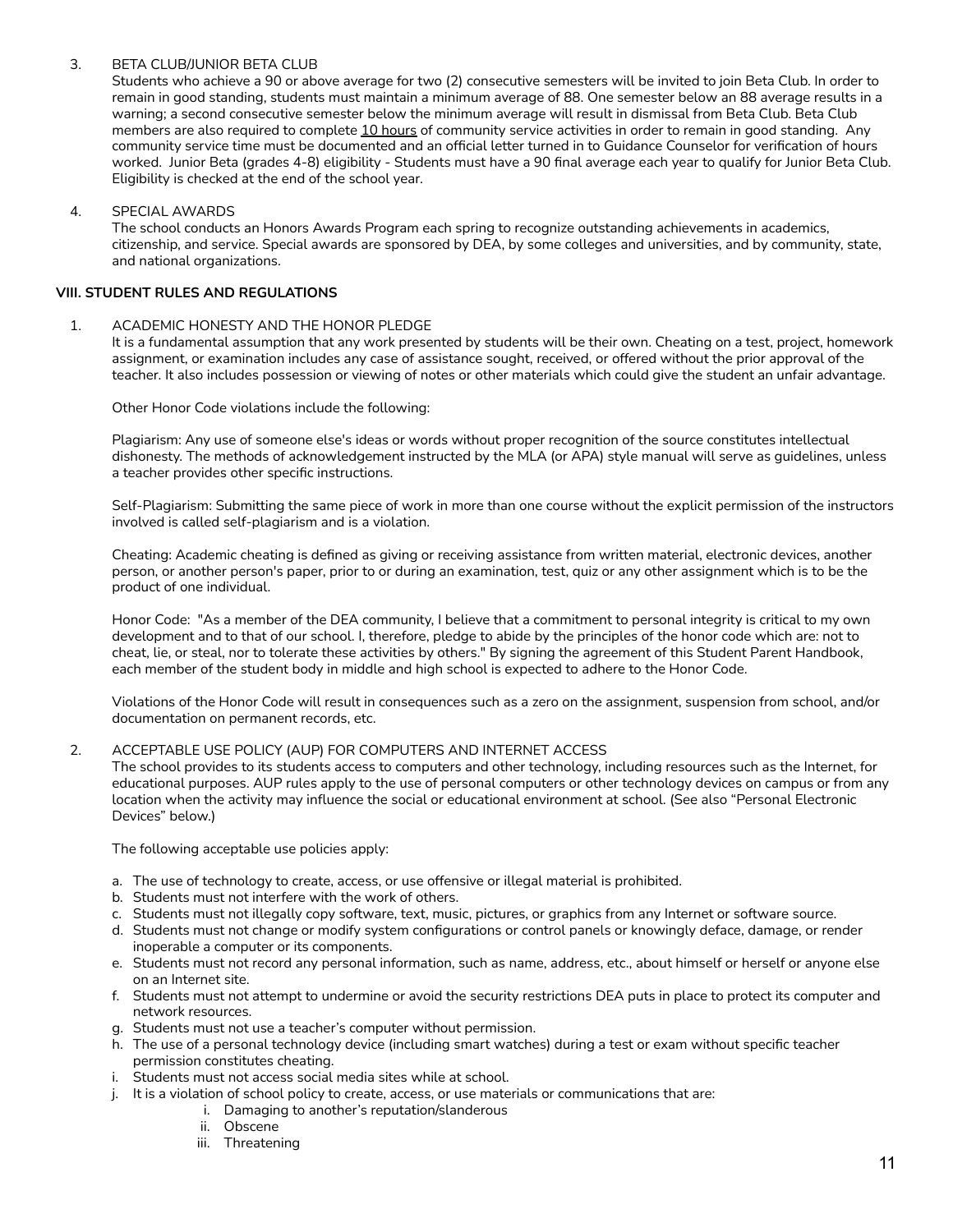3. BETA CLUB/JUNIOR BETA CLUB

   Students who achieve a 90 or above average for two (2) consecutive semesters will be invited to join Beta Club. In order to remain in good standing, students must maintain a minimum average of 88. One semester below an 88 average results in a warning; a second consecutive semester below the minimum average will result in dismissal from Beta Club. Beta Club members are also required to complete 10 hours of community service activities in order to remain in good standing. Any community service time must be documented and an official letter turned in to Guidance Counselor for verification of hours worked. Junior Beta (grades 4-8) eligibility - Students must have a 90 final average each year to qualify for Junior Beta Club. Eligibility is checked at the end of the school year.

4. SPECIAL AWARDS

   The school conducts an Honors Awards Program each spring to recognize outstanding achievements in academics, citizenship, and service. Special awards are sponsored by DEA, by some colleges and universities, and by community, state, and national organizations.

## VIII. STUDENT RULES AND REGULATIONS

1. ACADEMIC HONESTY AND THE HONOR PLEDGE

   It is a fundamental assumption that any work presented by students will be their own. Cheating on a test, project, homework assignment, or examination includes any case of assistance sought, received, or offered without the prior approval of the teacher. It also includes possession or viewing of notes or other materials which could give the student an unfair advantage.

   Other Honor Code violations include the following:

   Plagiarism: Any use of someone else's ideas or words without proper recognition of the source constitutes intellectual dishonesty. The methods of acknowledgement instructed by the MLA (or APA) style manual will serve as guidelines, unless a teacher provides other specific instructions.

   Self-Plagiarism: Submitting the same piece of work in more than one course without the explicit permission of the instructors involved is called self-plagiarism and is a violation.

   Cheating: Academic cheating is defined as giving or receiving assistance from written material, electronic devices, another person, or another person's paper, prior to or during an examination, test, quiz or any other assignment which is to be the product of one individual.

   Honor Code: "As a member of the DEA community, I believe that a commitment to personal integrity is critical to my own development and to that of our school. I, therefore, pledge to abide by the principles of the honor code which are: not to cheat, lie, or steal, nor to tolerate these activities by others." By signing the agreement of this Student Parent Handbook, each member of the student body in middle and high school is expected to adhere to the Honor Code.

   Violations of the Honor Code will result in consequences such as a zero on the assignment, suspension from school, and/or documentation on permanent records, etc.

2. ACCEPTABLE USE POLICY (AUP) FOR COMPUTERS AND INTERNET ACCESS

   The school provides to its students access to computers and other technology, including resources such as the Internet, for educational purposes. AUP rules apply to the use of personal computers or other technology devices on campus or from any location when the activity may influence the social or educational environment at school. (See also "Personal Electronic Devices" below.)

   The following acceptable use policies apply:

   a. The use of technology to create, access, or use offensive or illegal material is prohibited.
   b. Students must not interfere with the work of others.
   c. Students must not illegally copy software, text, music, pictures, or graphics from any Internet or software source.
   d. Students must not change or modify system configurations or control panels or knowingly deface, damage, or render inoperable a computer or its components.
   e. Students must not record any personal information, such as name, address, etc., about himself or herself or anyone else on an Internet site.
   f. Students must not attempt to undermine or avoid the security restrictions DEA puts in place to protect its computer and network resources.
   g. Students must not use a teacher's computer without permission.
   h. The use of a personal technology device (including smart watches) during a test or exam without specific teacher permission constitutes cheating.
   i. Students must not access social media sites while at school.
   j. It is a violation of school policy to create, access, or use materials or communications that are:
      i. Damaging to another's reputation/slanderous
      ii. Obscene
      iii. Threatening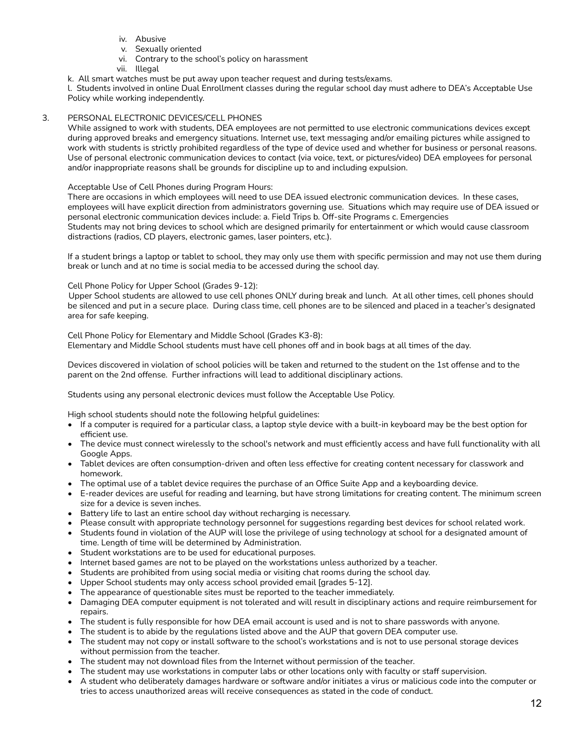iv. Abusive
v. Sexually oriented
vi. Contrary to the school's policy on harassment
vii. Illegal

k. All smart watches must be put away upon teacher request and during tests/exams.

l. Students involved in online Dual Enrollment classes during the regular school day must adhere to DEA's Acceptable Use Policy while working independently.

3. PERSONAL ELECTRONIC DEVICES/CELL PHONES

While assigned to work with students, DEA employees are not permitted to use electronic communications devices except during approved breaks and emergency situations. Internet use, text messaging and/or emailing pictures while assigned to work with students is strictly prohibited regardless of the type of device used and whether for business or personal reasons. Use of personal electronic communication devices to contact (via voice, text, or pictures/video) DEA employees for personal and/or inappropriate reasons shall be grounds for discipline up to and including expulsion.

Acceptable Use of Cell Phones during Program Hours:

There are occasions in which employees will need to use DEA issued electronic communication devices. In these cases, employees will have explicit direction from administrators governing use. Situations which may require use of DEA issued or personal electronic communication devices include: a. Field Trips b. Off-site Programs c. Emergencies

Students may not bring devices to school which are designed primarily for entertainment or which would cause classroom distractions (radios, CD players, electronic games, laser pointers, etc.).

If a student brings a laptop or tablet to school, they may only use them with specific permission and may not use them during break or lunch and at no time is social media to be accessed during the school day.

Cell Phone Policy for Upper School (Grades 9-12):

Upper School students are allowed to use cell phones ONLY during break and lunch. At all other times, cell phones should be silenced and put in a secure place. During class time, cell phones are to be silenced and placed in a teacher's designated area for safe keeping.

Cell Phone Policy for Elementary and Middle School (Grades K3-8):

Elementary and Middle School students must have cell phones off and in book bags at all times of the day.

Devices discovered in violation of school policies will be taken and returned to the student on the 1st offense and to the parent on the 2nd offense. Further infractions will lead to additional disciplinary actions.

Students using any personal electronic devices must follow the Acceptable Use Policy.

High school students should note the following helpful guidelines:

- If a computer is required for a particular class, a laptop style device with a built-in keyboard may be the best option for efficient use.
- The device must connect wirelessly to the school's network and must efficiently access and have full functionality with all Google Apps.
- Tablet devices are often consumption-driven and often less effective for creating content necessary for classwork and homework.
- The optimal use of a tablet device requires the purchase of an Office Suite App and a keyboarding device.
- E-reader devices are useful for reading and learning, but have strong limitations for creating content. The minimum screen size for a device is seven inches.
- Battery life to last an entire school day without recharging is necessary.
- Please consult with appropriate technology personnel for suggestions regarding best devices for school related work.
- Students found in violation of the AUP will lose the privilege of using technology at school for a designated amount of time. Length of time will be determined by Administration.
- Student workstations are to be used for educational purposes.
- Internet based games are not to be played on the workstations unless authorized by a teacher.
- Students are prohibited from using social media or visiting chat rooms during the school day.
- Upper School students may only access school provided email [grades 5-12].
- The appearance of questionable sites must be reported to the teacher immediately.
- Damaging DEA computer equipment is not tolerated and will result in disciplinary actions and require reimbursement for repairs.
- The student is fully responsible for how DEA email account is used and is not to share passwords with anyone.
- The student is to abide by the regulations listed above and the AUP that govern DEA computer use.
- The student may not copy or install software to the school's workstations and is not to use personal storage devices without permission from the teacher.
- The student may not download files from the Internet without permission of the teacher.
- The student may use workstations in computer labs or other locations only with faculty or staff supervision.
- A student who deliberately damages hardware or software and/or initiates a virus or malicious code into the computer or tries to access unauthorized areas will receive consequences as stated in the code of conduct.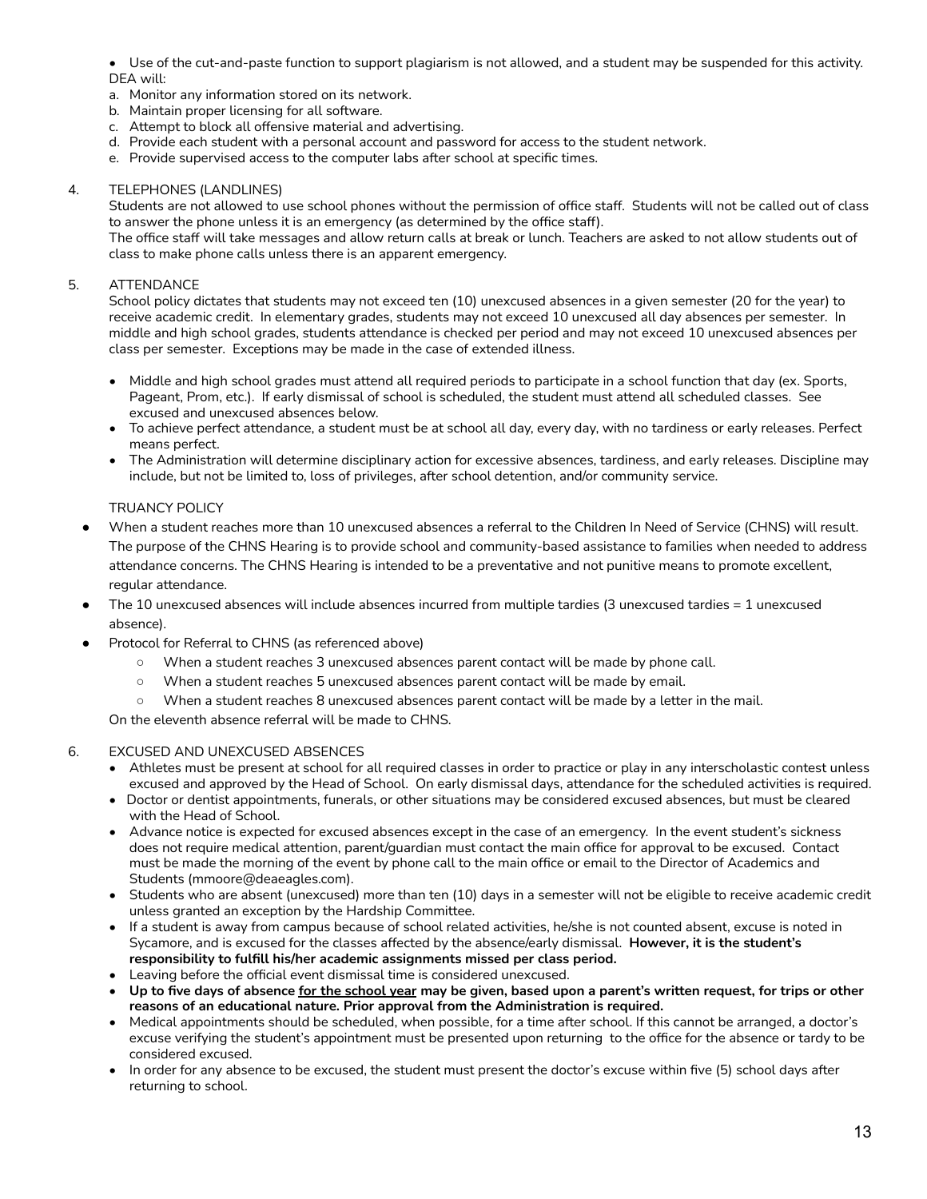- Use of the cut-and-paste function to support plagiarism is not allowed, and a student may be suspended for this activity.

DEA will:

a. Monitor any information stored on its network.
b. Maintain proper licensing for all software.
c. Attempt to block all offensive material and advertising.
d. Provide each student with a personal account and password for access to the student network.
e. Provide supervised access to the computer labs after school at specific times.

4. TELEPHONES (LANDLINES)

Students are not allowed to use school phones without the permission of office staff. Students will not be called out of class to answer the phone unless it is an emergency (as determined by the office staff).

The office staff will take messages and allow return calls at break or lunch. Teachers are asked to not allow students out of class to make phone calls unless there is an apparent emergency.

5. ATTENDANCE

School policy dictates that students may not exceed ten (10) unexcused absences in a given semester (20 for the year) to receive academic credit. In elementary grades, students may not exceed 10 unexcused all day absences per semester. In middle and high school grades, students attendance is checked per period and may not exceed 10 unexcused absences per class per semester. Exceptions may be made in the case of extended illness.

- Middle and high school grades must attend all required periods to participate in a school function that day (ex. Sports, Pageant, Prom, etc.). If early dismissal of school is scheduled, the student must attend all scheduled classes. See excused and unexcused absences below.
- To achieve perfect attendance, a student must be at school all day, every day, with no tardiness or early releases. Perfect means perfect.
- The Administration will determine disciplinary action for excessive absences, tardiness, and early releases. Discipline may include, but not be limited to, loss of privileges, after school detention, and/or community service.

TRUANCY POLICY

- When a student reaches more than 10 unexcused absences a referral to the Children In Need of Service (CHNS) will result. The purpose of the CHNS Hearing is to provide school and community-based assistance to families when needed to address attendance concerns. The CHNS Hearing is intended to be a preventative and not punitive means to promote excellent, regular attendance.
- The 10 unexcused absences will include absences incurred from multiple tardies (3 unexcused tardies = 1 unexcused absence).
- Protocol for Referral to CHNS (as referenced above)
  - When a student reaches 3 unexcused absences parent contact will be made by phone call.
  - When a student reaches 5 unexcused absences parent contact will be made by email.
  - When a student reaches 8 unexcused absences parent contact will be made by a letter in the mail.

On the eleventh absence referral will be made to CHNS.

6. EXCUSED AND UNEXCUSED ABSENCES

- Athletes must be present at school for all required classes in order to practice or play in any interscholastic contest unless excused and approved by the Head of School. On early dismissal days, attendance for the scheduled activities is required.
- Doctor or dentist appointments, funerals, or other situations may be considered excused absences, but must be cleared with the Head of School.
- Advance notice is expected for excused absences except in the case of an emergency. In the event student's sickness does not require medical attention, parent/guardian must contact the main office for approval to be excused. Contact must be made the morning of the event by phone call to the main office or email to the Director of Academics and Students (mmoore@deaeagles.com).
- Students who are absent (unexcused) more than ten (10) days in a semester will not be eligible to receive academic credit unless granted an exception by the Hardship Committee.
- If a student is away from campus because of school related activities, he/she is not counted absent, excuse is noted in Sycamore, and is excused for the classes affected by the absence/early dismissal. **However, it is the student's responsibility to fulfill his/her academic assignments missed per class period.**
- Leaving before the official event dismissal time is considered unexcused.
- **Up to five days of absence <u>for the school year</u> may be given, based upon a parent's written request, for trips or other reasons of an educational nature. Prior approval from the Administration is required.**
- Medical appointments should be scheduled, when possible, for a time after school. If this cannot be arranged, a doctor's excuse verifying the student's appointment must be presented upon returning to the office for the absence or tardy to be considered excused.
- In order for any absence to be excused, the student must present the doctor's excuse within five (5) school days after returning to school.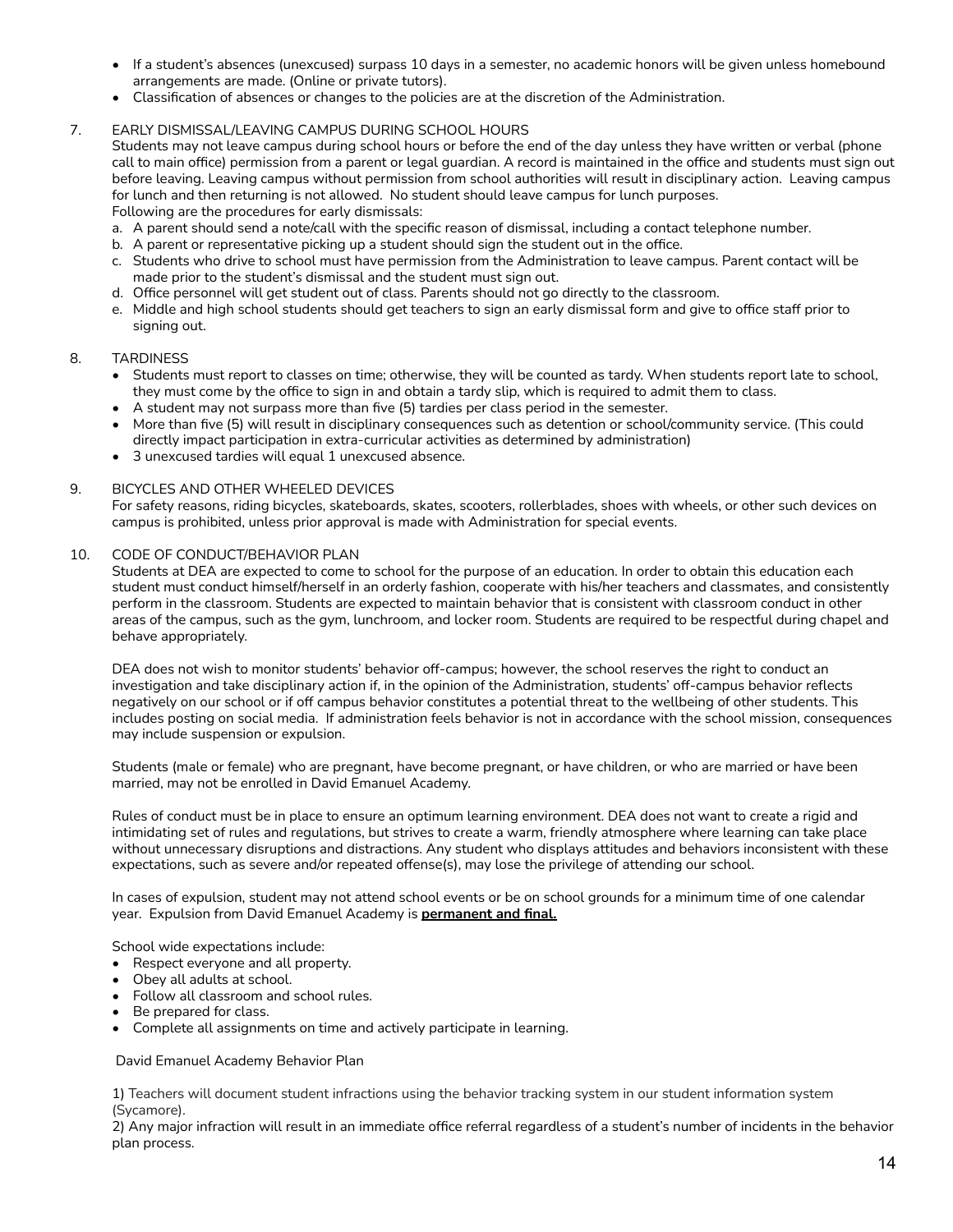- If a student's absences (unexcused) surpass 10 days in a semester, no academic honors will be given unless homebound arrangements are made. (Online or private tutors).
- Classification of absences or changes to the policies are at the discretion of the Administration.

7. EARLY DISMISSAL/LEAVING CAMPUS DURING SCHOOL HOURS

   Students may not leave campus during school hours or before the end of the day unless they have written or verbal (phone call to main office) permission from a parent or legal guardian. A record is maintained in the office and students must sign out before leaving. Leaving campus without permission from school authorities will result in disciplinary action. Leaving campus for lunch and then returning is not allowed. No student should leave campus for lunch purposes.

   Following are the procedures for early dismissals:

   a. A parent should send a note/call with the specific reason of dismissal, including a contact telephone number.
   b. A parent or representative picking up a student should sign the student out in the office.
   c. Students who drive to school must have permission from the Administration to leave campus. Parent contact will be made prior to the student's dismissal and the student must sign out.
   d. Office personnel will get student out of class. Parents should not go directly to the classroom.
   e. Middle and high school students should get teachers to sign an early dismissal form and give to office staff prior to signing out.

8. TARDINESS

   - Students must report to classes on time; otherwise, they will be counted as tardy. When students report late to school, they must come by the office to sign in and obtain a tardy slip, which is required to admit them to class.
   - A student may not surpass more than five (5) tardies per class period in the semester.
   - More than five (5) will result in disciplinary consequences such as detention or school/community service. (This could directly impact participation in extra-curricular activities as determined by administration)
   - 3 unexcused tardies will equal 1 unexcused absence.

9. BICYCLES AND OTHER WHEELED DEVICES

   For safety reasons, riding bicycles, skateboards, skates, scooters, rollerblades, shoes with wheels, or other such devices on campus is prohibited, unless prior approval is made with Administration for special events.

10. CODE OF CONDUCT/BEHAVIOR PLAN

    Students at DEA are expected to come to school for the purpose of an education. In order to obtain this education each student must conduct himself/herself in an orderly fashion, cooperate with his/her teachers and classmates, and consistently perform in the classroom. Students are expected to maintain behavior that is consistent with classroom conduct in other areas of the campus, such as the gym, lunchroom, and locker room. Students are required to be respectful during chapel and behave appropriately.

    DEA does not wish to monitor students' behavior off-campus; however, the school reserves the right to conduct an investigation and take disciplinary action if, in the opinion of the Administration, students' off-campus behavior reflects negatively on our school or if off campus behavior constitutes a potential threat to the wellbeing of other students. This includes posting on social media. If administration feels behavior is not in accordance with the school mission, consequences may include suspension or expulsion.

    Students (male or female) who are pregnant, have become pregnant, or have children, or who are married or have been married, may not be enrolled in David Emanuel Academy.

    Rules of conduct must be in place to ensure an optimum learning environment. DEA does not want to create a rigid and intimidating set of rules and regulations, but strives to create a warm, friendly atmosphere where learning can take place without unnecessary disruptions and distractions. Any student who displays attitudes and behaviors inconsistent with these expectations, such as severe and/or repeated offense(s), may lose the privilege of attending our school.

    In cases of expulsion, student may not attend school events or be on school grounds for a minimum time of one calendar year. Expulsion from David Emanuel Academy is **permanent and final.**

    School wide expectations include:

    - Respect everyone and all property.
    - Obey all adults at school.
    - Follow all classroom and school rules.
    - Be prepared for class.
    - Complete all assignments on time and actively participate in learning.

    David Emanuel Academy Behavior Plan

    1) Teachers will document student infractions using the behavior tracking system in our student information system (Sycamore).
    2) Any major infraction will result in an immediate office referral regardless of a student's number of incidents in the behavior plan process.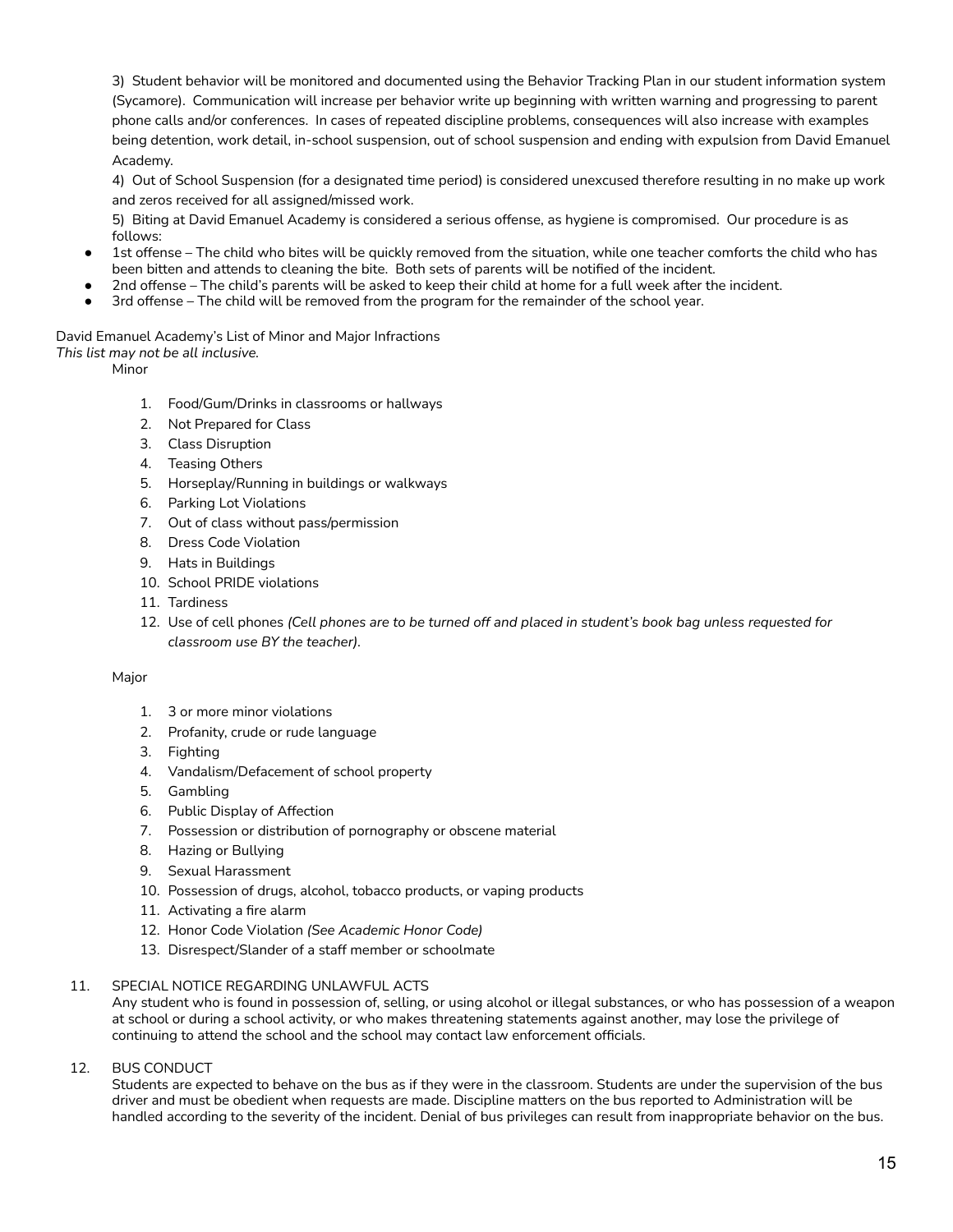3) Student behavior will be monitored and documented using the Behavior Tracking Plan in our student information system (Sycamore). Communication will increase per behavior write up beginning with written warning and progressing to parent phone calls and/or conferences. In cases of repeated discipline problems, consequences will also increase with examples being detention, work detail, in-school suspension, out of school suspension and ending with expulsion from David Emanuel Academy.

4) Out of School Suspension (for a designated time period) is considered unexcused therefore resulting in no make up work and zeros received for all assigned/missed work.

5) Biting at David Emanuel Academy is considered a serious offense, as hygiene is compromised. Our procedure is as follows:

- 1st offense – The child who bites will be quickly removed from the situation, while one teacher comforts the child who has been bitten and attends to cleaning the bite. Both sets of parents will be notified of the incident.
- 2nd offense – The child's parents will be asked to keep their child at home for a full week after the incident.
- 3rd offense – The child will be removed from the program for the remainder of the school year.

David Emanuel Academy's List of Minor and Major Infractions

*This list may not be all inclusive.*

Minor

1. Food/Gum/Drinks in classrooms or hallways
2. Not Prepared for Class
3. Class Disruption
4. Teasing Others
5. Horseplay/Running in buildings or walkways
6. Parking Lot Violations
7. Out of class without pass/permission
8. Dress Code Violation
9. Hats in Buildings
10. School PRIDE violations
11. Tardiness
12. Use of cell phones *(Cell phones are to be turned off and placed in student's book bag unless requested for classroom use BY the teacher).*

Major

1. 3 or more minor violations
2. Profanity, crude or rude language
3. Fighting
4. Vandalism/Defacement of school property
5. Gambling
6. Public Display of Affection
7. Possession or distribution of pornography or obscene material
8. Hazing or Bullying
9. Sexual Harassment
10. Possession of drugs, alcohol, tobacco products, or vaping products
11. Activating a fire alarm
12. Honor Code Violation *(See Academic Honor Code)*
13. Disrespect/Slander of a staff member or schoolmate

11. SPECIAL NOTICE REGARDING UNLAWFUL ACTS

Any student who is found in possession of, selling, or using alcohol or illegal substances, or who has possession of a weapon at school or during a school activity, or who makes threatening statements against another, may lose the privilege of continuing to attend the school and the school may contact law enforcement officials.

12. BUS CONDUCT

Students are expected to behave on the bus as if they were in the classroom. Students are under the supervision of the bus driver and must be obedient when requests are made. Discipline matters on the bus reported to Administration will be handled according to the severity of the incident. Denial of bus privileges can result from inappropriate behavior on the bus.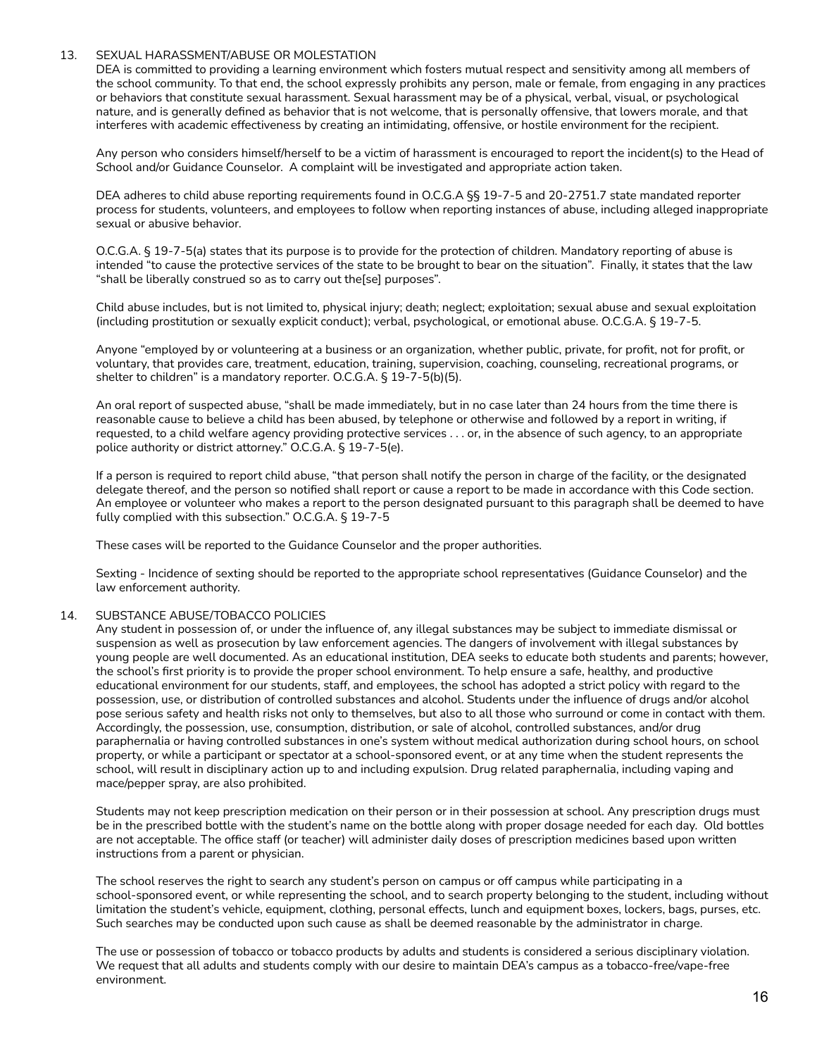## 13. SEXUAL HARASSMENT/ABUSE OR MOLESTATION

DEA is committed to providing a learning environment which fosters mutual respect and sensitivity among all members of the school community. To that end, the school expressly prohibits any person, male or female, from engaging in any practices or behaviors that constitute sexual harassment. Sexual harassment may be of a physical, verbal, visual, or psychological nature, and is generally defined as behavior that is not welcome, that is personally offensive, that lowers morale, and that interferes with academic effectiveness by creating an intimidating, offensive, or hostile environment for the recipient.

Any person who considers himself/herself to be a victim of harassment is encouraged to report the incident(s) to the Head of School and/or Guidance Counselor. A complaint will be investigated and appropriate action taken.

DEA adheres to child abuse reporting requirements found in O.C.G.A §§ 19-7-5 and 20-2751.7 state mandated reporter process for students, volunteers, and employees to follow when reporting instances of abuse, including alleged inappropriate sexual or abusive behavior.

O.C.G.A. § 19-7-5(a) states that its purpose is to provide for the protection of children. Mandatory reporting of abuse is intended "to cause the protective services of the state to be brought to bear on the situation". Finally, it states that the law "shall be liberally construed so as to carry out the[se] purposes".

Child abuse includes, but is not limited to, physical injury; death; neglect; exploitation; sexual abuse and sexual exploitation (including prostitution or sexually explicit conduct); verbal, psychological, or emotional abuse. O.C.G.A. § 19-7-5.

Anyone "employed by or volunteering at a business or an organization, whether public, private, for profit, not for profit, or voluntary, that provides care, treatment, education, training, supervision, coaching, counseling, recreational programs, or shelter to children" is a mandatory reporter. O.C.G.A. § 19-7-5(b)(5).

An oral report of suspected abuse, "shall be made immediately, but in no case later than 24 hours from the time there is reasonable cause to believe a child has been abused, by telephone or otherwise and followed by a report in writing, if requested, to a child welfare agency providing protective services . . . or, in the absence of such agency, to an appropriate police authority or district attorney." O.C.G.A. § 19-7-5(e).

If a person is required to report child abuse, "that person shall notify the person in charge of the facility, or the designated delegate thereof, and the person so notified shall report or cause a report to be made in accordance with this Code section. An employee or volunteer who makes a report to the person designated pursuant to this paragraph shall be deemed to have fully complied with this subsection." O.C.G.A. § 19-7-5

These cases will be reported to the Guidance Counselor and the proper authorities.

Sexting - Incidence of sexting should be reported to the appropriate school representatives (Guidance Counselor) and the law enforcement authority.

## 14. SUBSTANCE ABUSE/TOBACCO POLICIES

Any student in possession of, or under the influence of, any illegal substances may be subject to immediate dismissal or suspension as well as prosecution by law enforcement agencies. The dangers of involvement with illegal substances by young people are well documented. As an educational institution, DEA seeks to educate both students and parents; however, the school's first priority is to provide the proper school environment. To help ensure a safe, healthy, and productive educational environment for our students, staff, and employees, the school has adopted a strict policy with regard to the possession, use, or distribution of controlled substances and alcohol. Students under the influence of drugs and/or alcohol pose serious safety and health risks not only to themselves, but also to all those who surround or come in contact with them. Accordingly, the possession, use, consumption, distribution, or sale of alcohol, controlled substances, and/or drug paraphernalia or having controlled substances in one's system without medical authorization during school hours, on school property, or while a participant or spectator at a school-sponsored event, or at any time when the student represents the school, will result in disciplinary action up to and including expulsion. Drug related paraphernalia, including vaping and mace/pepper spray, are also prohibited.

Students may not keep prescription medication on their person or in their possession at school. Any prescription drugs must be in the prescribed bottle with the student's name on the bottle along with proper dosage needed for each day. Old bottles are not acceptable. The office staff (or teacher) will administer daily doses of prescription medicines based upon written instructions from a parent or physician.

The school reserves the right to search any student's person on campus or off campus while participating in a school-sponsored event, or while representing the school, and to search property belonging to the student, including without limitation the student's vehicle, equipment, clothing, personal effects, lunch and equipment boxes, lockers, bags, purses, etc. Such searches may be conducted upon such cause as shall be deemed reasonable by the administrator in charge.

The use or possession of tobacco or tobacco products by adults and students is considered a serious disciplinary violation. We request that all adults and students comply with our desire to maintain DEA's campus as a tobacco-free/vape-free environment.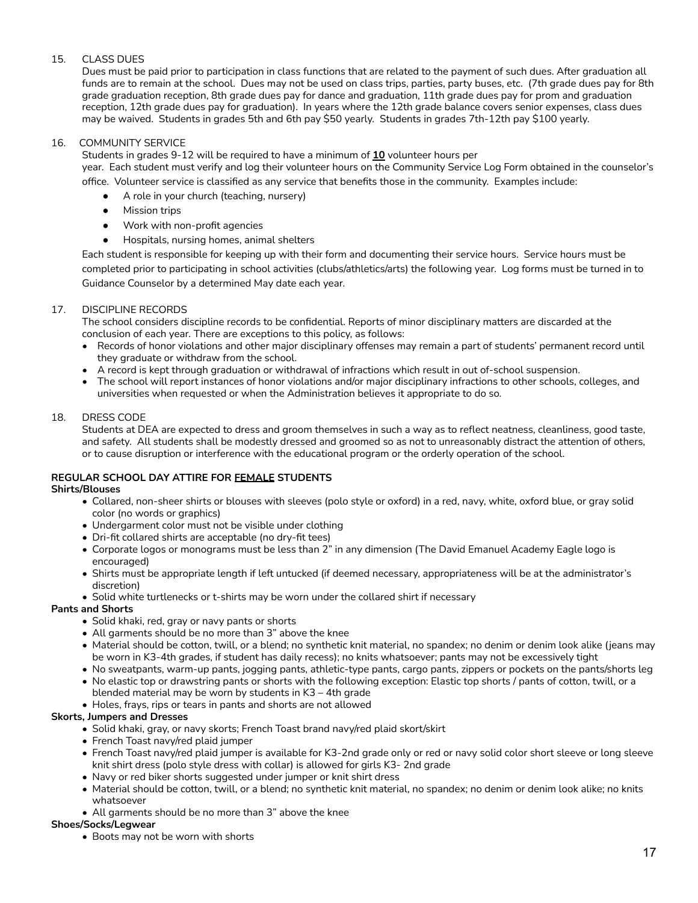15. CLASS DUES

Dues must be paid prior to participation in class functions that are related to the payment of such dues. After graduation all funds are to remain at the school. Dues may not be used on class trips, parties, party buses, etc. (7th grade dues pay for 8th grade graduation reception, 8th grade dues pay for dance and graduation, 11th grade dues pay for prom and graduation reception, 12th grade dues pay for graduation). In years where the 12th grade balance covers senior expenses, class dues may be waived. Students in grades 5th and 6th pay $50 yearly. Students in grades 7th-12th pay $100 yearly.

16. COMMUNITY SERVICE

Students in grades 9-12 will be required to have a minimum of **10** volunteer hours per year. Each student must verify and log their volunteer hours on the Community Service Log Form obtained in the counselor's office. Volunteer service is classified as any service that benefits those in the community. Examples include:

- A role in your church (teaching, nursery)
- Mission trips
- Work with non-profit agencies
- Hospitals, nursing homes, animal shelters

Each student is responsible for keeping up with their form and documenting their service hours. Service hours must be completed prior to participating in school activities (clubs/athletics/arts) the following year. Log forms must be turned in to Guidance Counselor by a determined May date each year.

17. DISCIPLINE RECORDS

The school considers discipline records to be confidential. Reports of minor disciplinary matters are discarded at the conclusion of each year. There are exceptions to this policy, as follows:

- Records of honor violations and other major disciplinary offenses may remain a part of students' permanent record until they graduate or withdraw from the school.
- A record is kept through graduation or withdrawal of infractions which result in out of-school suspension.
- The school will report instances of honor violations and/or major disciplinary infractions to other schools, colleges, and universities when requested or when the Administration believes it appropriate to do so.

18. DRESS CODE

Students at DEA are expected to dress and groom themselves in such a way as to reflect neatness, cleanliness, good taste, and safety. All students shall be modestly dressed and groomed so as not to unreasonably distract the attention of others, or to cause disruption or interference with the educational program or the orderly operation of the school.

**REGULAR SCHOOL DAY ATTIRE FOR FEMALE STUDENTS**

**Shirts/Blouses**

- Collared, non-sheer shirts or blouses with sleeves (polo style or oxford) in a red, navy, white, oxford blue, or gray solid color (no words or graphics)
- Undergarment color must not be visible under clothing
- Dri-fit collared shirts are acceptable (no dry-fit tees)
- Corporate logos or monograms must be less than 2" in any dimension (The David Emanuel Academy Eagle logo is encouraged)
- Shirts must be appropriate length if left untucked (if deemed necessary, appropriateness will be at the administrator's discretion)
- Solid white turtlenecks or t-shirts may be worn under the collared shirt if necessary

**Pants and Shorts**

- Solid khaki, red, gray or navy pants or shorts
- All garments should be no more than 3" above the knee
- Material should be cotton, twill, or a blend; no synthetic knit material, no spandex; no denim or denim look alike (jeans may be worn in K3-4th grades, if student has daily recess); no knits whatsoever; pants may not be excessively tight
- No sweatpants, warm-up pants, jogging pants, athletic-type pants, cargo pants, zippers or pockets on the pants/shorts leg
- No elastic top or drawstring pants or shorts with the following exception: Elastic top shorts / pants of cotton, twill, or a blended material may be worn by students in K3 – 4th grade
- Holes, frays, rips or tears in pants and shorts are not allowed

**Skorts, Jumpers and Dresses**

- Solid khaki, gray, or navy skorts; French Toast brand navy/red plaid skort/skirt
- French Toast navy/red plaid jumper
- French Toast navy/red plaid jumper is available for K3-2nd grade only or red or navy solid color short sleeve or long sleeve knit shirt dress (polo style dress with collar) is allowed for girls K3- 2nd grade
- Navy or red biker shorts suggested under jumper or knit shirt dress
- Material should be cotton, twill, or a blend; no synthetic knit material, no spandex; no denim or denim look alike; no knits whatsoever
- All garments should be no more than 3" above the knee

**Shoes/Socks/Legwear**

- Boots may not be worn with shorts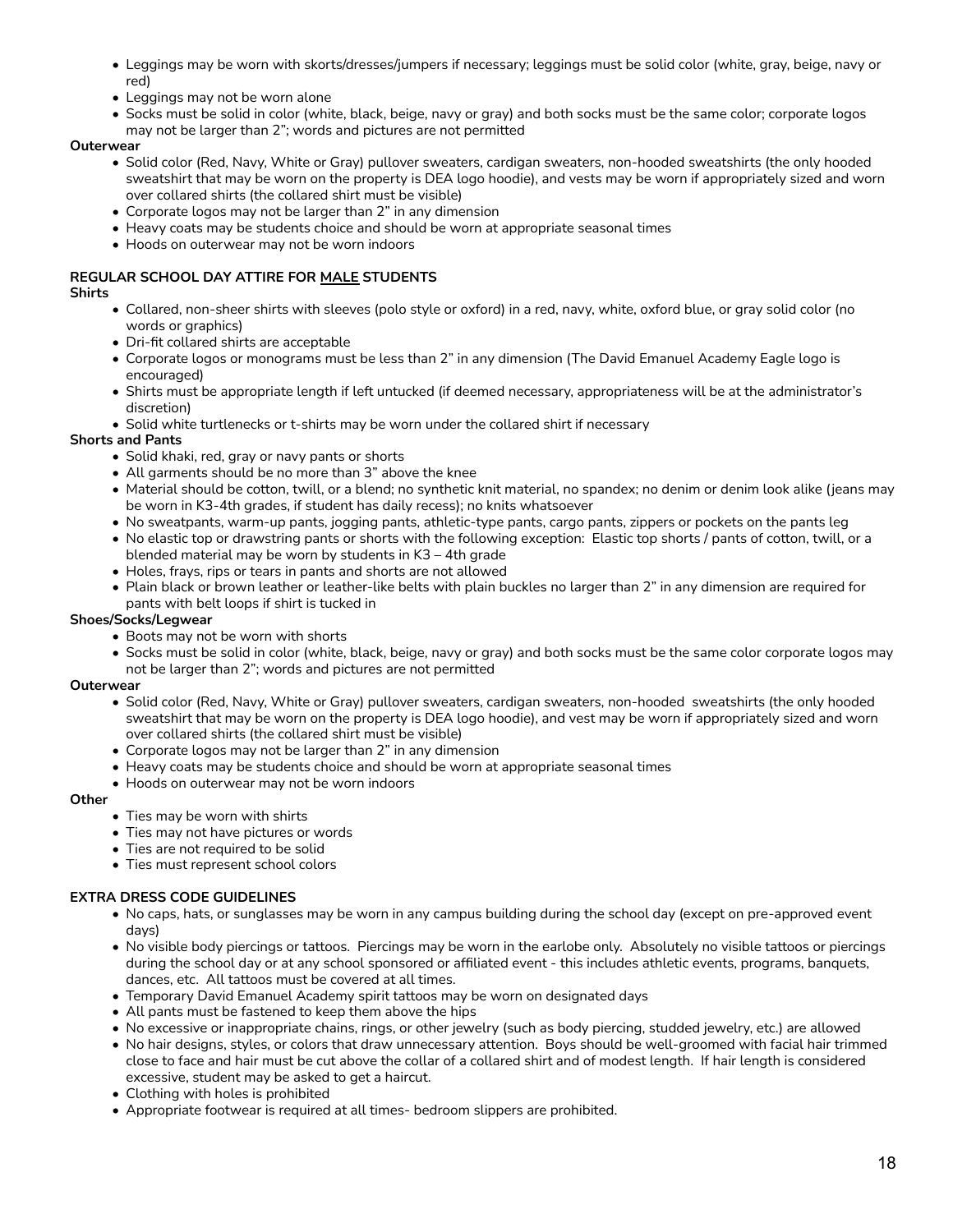- Leggings may be worn with skorts/dresses/jumpers if necessary; leggings must be solid color (white, gray, beige, navy or red)
- Leggings may not be worn alone
- Socks must be solid in color (white, black, beige, navy or gray) and both socks must be the same color; corporate logos may not be larger than 2"; words and pictures are not permitted

**Outerwear**

- Solid color (Red, Navy, White or Gray) pullover sweaters, cardigan sweaters, non-hooded sweatshirts (the only hooded sweatshirt that may be worn on the property is DEA logo hoodie), and vests may be worn if appropriately sized and worn over collared shirts (the collared shirt must be visible)
- Corporate logos may not be larger than 2" in any dimension
- Heavy coats may be students choice and should be worn at appropriate seasonal times
- Hoods on outerwear may not be worn indoors

**REGULAR SCHOOL DAY ATTIRE FOR MALE STUDENTS**

**Shirts**

- Collared, non-sheer shirts with sleeves (polo style or oxford) in a red, navy, white, oxford blue, or gray solid color (no words or graphics)
- Dri-fit collared shirts are acceptable
- Corporate logos or monograms must be less than 2" in any dimension (The David Emanuel Academy Eagle logo is encouraged)
- Shirts must be appropriate length if left untucked (if deemed necessary, appropriateness will be at the administrator's discretion)
- Solid white turtlenecks or t-shirts may be worn under the collared shirt if necessary

**Shorts and Pants**

- Solid khaki, red, gray or navy pants or shorts
- All garments should be no more than 3" above the knee
- Material should be cotton, twill, or a blend; no synthetic knit material, no spandex; no denim or denim look alike (jeans may be worn in K3-4th grades, if student has daily recess); no knits whatsoever
- No sweatpants, warm-up pants, jogging pants, athletic-type pants, cargo pants, zippers or pockets on the pants leg
- No elastic top or drawstring pants or shorts with the following exception: Elastic top shorts / pants of cotton, twill, or a blended material may be worn by students in K3 – 4th grade
- Holes, frays, rips or tears in pants and shorts are not allowed
- Plain black or brown leather or leather-like belts with plain buckles no larger than 2" in any dimension are required for pants with belt loops if shirt is tucked in

**Shoes/Socks/Legwear**

- Boots may not be worn with shorts
- Socks must be solid in color (white, black, beige, navy or gray) and both socks must be the same color corporate logos may not be larger than 2"; words and pictures are not permitted

**Outerwear**

- Solid color (Red, Navy, White or Gray) pullover sweaters, cardigan sweaters, non-hooded sweatshirts (the only hooded sweatshirt that may be worn on the property is DEA logo hoodie), and vest may be worn if appropriately sized and worn over collared shirts (the collared shirt must be visible)
- Corporate logos may not be larger than 2" in any dimension
- Heavy coats may be students choice and should be worn at appropriate seasonal times
- Hoods on outerwear may not be worn indoors

**Other**

- Ties may be worn with shirts
- Ties may not have pictures or words
- Ties are not required to be solid
- Ties must represent school colors

**EXTRA DRESS CODE GUIDELINES**

- No caps, hats, or sunglasses may be worn in any campus building during the school day (except on pre-approved event days)
- No visible body piercings or tattoos. Piercings may be worn in the earlobe only. Absolutely no visible tattoos or piercings during the school day or at any school sponsored or affiliated event - this includes athletic events, programs, banquets, dances, etc. All tattoos must be covered at all times.
- Temporary David Emanuel Academy spirit tattoos may be worn on designated days
- All pants must be fastened to keep them above the hips
- No excessive or inappropriate chains, rings, or other jewelry (such as body piercing, studded jewelry, etc.) are allowed
- No hair designs, styles, or colors that draw unnecessary attention. Boys should be well-groomed with facial hair trimmed close to face and hair must be cut above the collar of a collared shirt and of modest length. If hair length is considered excessive, student may be asked to get a haircut.
- Clothing with holes is prohibited
- Appropriate footwear is required at all times- bedroom slippers are prohibited.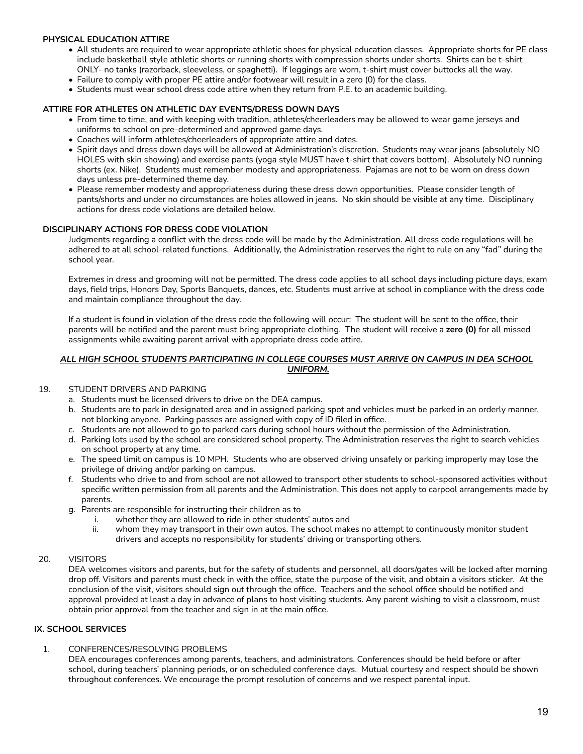**PHYSICAL EDUCATION ATTIRE**

- All students are required to wear appropriate athletic shoes for physical education classes. Appropriate shorts for PE class include basketball style athletic shorts or running shorts with compression shorts under shorts. Shirts can be t-shirt ONLY- no tanks (razorback, sleeveless, or spaghetti). If leggings are worn, t-shirt must cover buttocks all the way.
- Failure to comply with proper PE attire and/or footwear will result in a zero (0) for the class.
- Students must wear school dress code attire when they return from P.E. to an academic building.

**ATTIRE FOR ATHLETES ON ATHLETIC DAY EVENTS/DRESS DOWN DAYS**

- From time to time, and with keeping with tradition, athletes/cheerleaders may be allowed to wear game jerseys and uniforms to school on pre-determined and approved game days.
- Coaches will inform athletes/cheerleaders of appropriate attire and dates.
- Spirit days and dress down days will be allowed at Administration's discretion. Students may wear jeans (absolutely NO HOLES with skin showing) and exercise pants (yoga style MUST have t-shirt that covers bottom). Absolutely NO running shorts (ex. Nike). Students must remember modesty and appropriateness. Pajamas are not to be worn on dress down days unless pre-determined theme day.
- Please remember modesty and appropriateness during these dress down opportunities. Please consider length of pants/shorts and under no circumstances are holes allowed in jeans. No skin should be visible at any time. Disciplinary actions for dress code violations are detailed below.

**DISCIPLINARY ACTIONS FOR DRESS CODE VIOLATION**

Judgments regarding a conflict with the dress code will be made by the Administration. All dress code regulations will be adhered to at all school-related functions. Additionally, the Administration reserves the right to rule on any "fad" during the school year.

Extremes in dress and grooming will not be permitted. The dress code applies to all school days including picture days, exam days, field trips, Honors Day, Sports Banquets, dances, etc. Students must arrive at school in compliance with the dress code and maintain compliance throughout the day.

If a student is found in violation of the dress code the following will occur: The student will be sent to the office, their parents will be notified and the parent must bring appropriate clothing. The student will receive a **zero (0)** for all missed assignments while awaiting parent arrival with appropriate dress code attire.

***ALL HIGH SCHOOL STUDENTS PARTICIPATING IN COLLEGE COURSES MUST ARRIVE ON CAMPUS IN DEA SCHOOL UNIFORM.***

19. STUDENT DRIVERS AND PARKING
    a. Students must be licensed drivers to drive on the DEA campus.
    b. Students are to park in designated area and in assigned parking spot and vehicles must be parked in an orderly manner, not blocking anyone. Parking passes are assigned with copy of ID filed in office.
    c. Students are not allowed to go to parked cars during school hours without the permission of the Administration.
    d. Parking lots used by the school are considered school property. The Administration reserves the right to search vehicles on school property at any time.
    e. The speed limit on campus is 10 MPH. Students who are observed driving unsafely or parking improperly may lose the privilege of driving and/or parking on campus.
    f. Students who drive to and from school are not allowed to transport other students to school-sponsored activities without specific written permission from all parents and the Administration. This does not apply to carpool arrangements made by parents.
    g. Parents are responsible for instructing their children as to
        i. whether they are allowed to ride in other students' autos and
        ii. whom they may transport in their own autos. The school makes no attempt to continuously monitor student drivers and accepts no responsibility for students' driving or transporting others.

20. VISITORS

    DEA welcomes visitors and parents, but for the safety of students and personnel, all doors/gates will be locked after morning drop off. Visitors and parents must check in with the office, state the purpose of the visit, and obtain a visitors sticker. At the conclusion of the visit, visitors should sign out through the office. Teachers and the school office should be notified and approval provided at least a day in advance of plans to host visiting students. Any parent wishing to visit a classroom, must obtain prior approval from the teacher and sign in at the main office.

**IX. SCHOOL SERVICES**

1. CONFERENCES/RESOLVING PROBLEMS

   DEA encourages conferences among parents, teachers, and administrators. Conferences should be held before or after school, during teachers' planning periods, or on scheduled conference days. Mutual courtesy and respect should be shown throughout conferences. We encourage the prompt resolution of concerns and we respect parental input.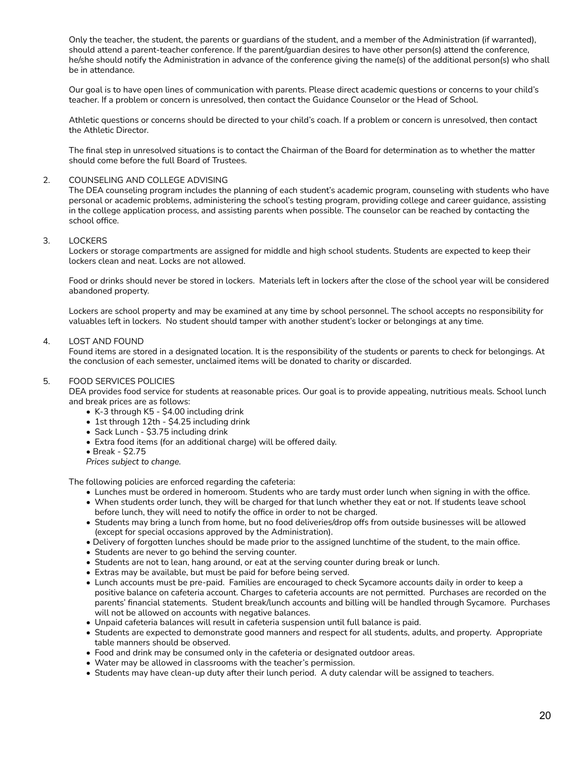Only the teacher, the student, the parents or guardians of the student, and a member of the Administration (if warranted), should attend a parent-teacher conference. If the parent/guardian desires to have other person(s) attend the conference, he/she should notify the Administration in advance of the conference giving the name(s) of the additional person(s) who shall be in attendance.

Our goal is to have open lines of communication with parents. Please direct academic questions or concerns to your child's teacher. If a problem or concern is unresolved, then contact the Guidance Counselor or the Head of School.

Athletic questions or concerns should be directed to your child's coach. If a problem or concern is unresolved, then contact the Athletic Director.

The final step in unresolved situations is to contact the Chairman of the Board for determination as to whether the matter should come before the full Board of Trustees.

2. COUNSELING AND COLLEGE ADVISING

The DEA counseling program includes the planning of each student's academic program, counseling with students who have personal or academic problems, administering the school's testing program, providing college and career guidance, assisting in the college application process, and assisting parents when possible. The counselor can be reached by contacting the school office.

3. LOCKERS

Lockers or storage compartments are assigned for middle and high school students. Students are expected to keep their lockers clean and neat. Locks are not allowed.

Food or drinks should never be stored in lockers. Materials left in lockers after the close of the school year will be considered abandoned property.

Lockers are school property and may be examined at any time by school personnel. The school accepts no responsibility for valuables left in lockers. No student should tamper with another student's locker or belongings at any time.

4. LOST AND FOUND

Found items are stored in a designated location. It is the responsibility of the students or parents to check for belongings. At the conclusion of each semester, unclaimed items will be donated to charity or discarded.

5. FOOD SERVICES POLICIES

DEA provides food service for students at reasonable prices. Our goal is to provide appealing, nutritious meals. School lunch and break prices are as follows:

- K-3 through K5 - $4.00 including drink
- 1st through 12th - $4.25 including drink
- Sack Lunch - $3.75 including drink
- Extra food items (for an additional charge) will be offered daily.
- Break - $2.75

*Prices subject to change.*

The following policies are enforced regarding the cafeteria:

- Lunches must be ordered in homeroom. Students who are tardy must order lunch when signing in with the office.
- When students order lunch, they will be charged for that lunch whether they eat or not. If students leave school before lunch, they will need to notify the office in order to not be charged.
- Students may bring a lunch from home, but no food deliveries/drop offs from outside businesses will be allowed (except for special occasions approved by the Administration).
- Delivery of forgotten lunches should be made prior to the assigned lunchtime of the student, to the main office.
- Students are never to go behind the serving counter.
- Students are not to lean, hang around, or eat at the serving counter during break or lunch.
- Extras may be available, but must be paid for before being served.
- Lunch accounts must be pre-paid. Families are encouraged to check Sycamore accounts daily in order to keep a positive balance on cafeteria account. Charges to cafeteria accounts are not permitted. Purchases are recorded on the parents' financial statements. Student break/lunch accounts and billing will be handled through Sycamore. Purchases will not be allowed on accounts with negative balances.
- Unpaid cafeteria balances will result in cafeteria suspension until full balance is paid.
- Students are expected to demonstrate good manners and respect for all students, adults, and property. Appropriate table manners should be observed.
- Food and drink may be consumed only in the cafeteria or designated outdoor areas.
- Water may be allowed in classrooms with the teacher's permission.
- Students may have clean-up duty after their lunch period. A duty calendar will be assigned to teachers.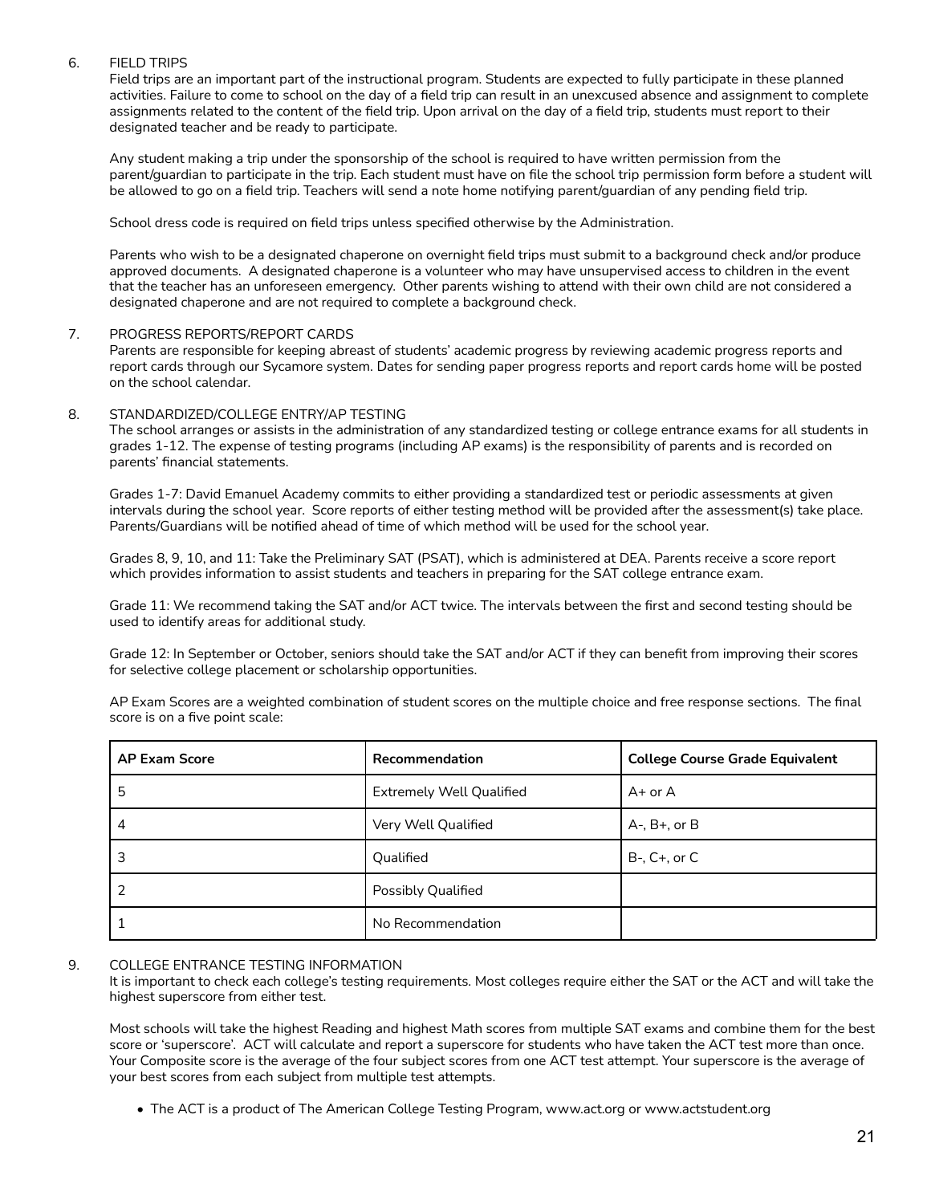6. FIELD TRIPS

Field trips are an important part of the instructional program. Students are expected to fully participate in these planned activities. Failure to come to school on the day of a field trip can result in an unexcused absence and assignment to complete assignments related to the content of the field trip. Upon arrival on the day of a field trip, students must report to their designated teacher and be ready to participate.

Any student making a trip under the sponsorship of the school is required to have written permission from the parent/guardian to participate in the trip. Each student must have on file the school trip permission form before a student will be allowed to go on a field trip. Teachers will send a note home notifying parent/guardian of any pending field trip.

School dress code is required on field trips unless specified otherwise by the Administration.

Parents who wish to be a designated chaperone on overnight field trips must submit to a background check and/or produce approved documents. A designated chaperone is a volunteer who may have unsupervised access to children in the event that the teacher has an unforeseen emergency. Other parents wishing to attend with their own child are not considered a designated chaperone and are not required to complete a background check.

7. PROGRESS REPORTS/REPORT CARDS

Parents are responsible for keeping abreast of students' academic progress by reviewing academic progress reports and report cards through our Sycamore system. Dates for sending paper progress reports and report cards home will be posted on the school calendar.

8. STANDARDIZED/COLLEGE ENTRY/AP TESTING

The school arranges or assists in the administration of any standardized testing or college entrance exams for all students in grades 1-12. The expense of testing programs (including AP exams) is the responsibility of parents and is recorded on parents' financial statements.

Grades 1-7: David Emanuel Academy commits to either providing a standardized test or periodic assessments at given intervals during the school year. Score reports of either testing method will be provided after the assessment(s) take place. Parents/Guardians will be notified ahead of time of which method will be used for the school year.

Grades 8, 9, 10, and 11: Take the Preliminary SAT (PSAT), which is administered at DEA. Parents receive a score report which provides information to assist students and teachers in preparing for the SAT college entrance exam.

Grade 11: We recommend taking the SAT and/or ACT twice. The intervals between the first and second testing should be used to identify areas for additional study.

Grade 12: In September or October, seniors should take the SAT and/or ACT if they can benefit from improving their scores for selective college placement or scholarship opportunities.

AP Exam Scores are a weighted combination of student scores on the multiple choice and free response sections. The final score is on a five point scale:

| AP Exam Score | Recommendation | College Course Grade Equivalent |
|---|---|---|
| 5 | Extremely Well Qualified | A+ or A |
| 4 | Very Well Qualified | A-, B+, or B |
| 3 | Qualified | B-, C+, or C |
| 2 | Possibly Qualified | |
| 1 | No Recommendation | |

9. COLLEGE ENTRANCE TESTING INFORMATION

It is important to check each college's testing requirements. Most colleges require either the SAT or the ACT and will take the highest superscore from either test.

Most schools will take the highest Reading and highest Math scores from multiple SAT exams and combine them for the best score or 'superscore'. ACT will calculate and report a superscore for students who have taken the ACT test more than once. Your Composite score is the average of the four subject scores from one ACT test attempt. Your superscore is the average of your best scores from each subject from multiple test attempts.

- The ACT is a product of The American College Testing Program, www.act.org or www.actstudent.org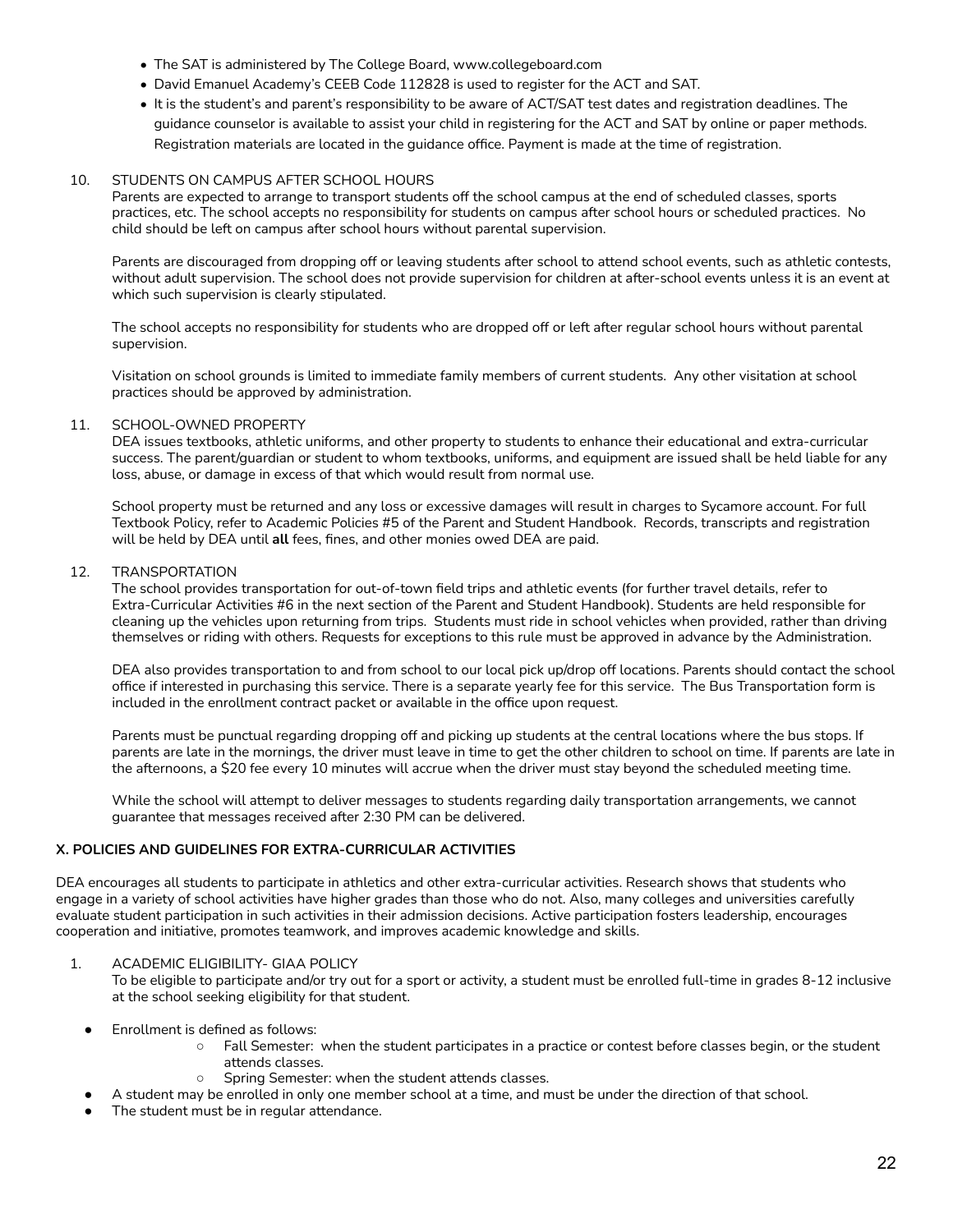- The SAT is administered by The College Board, www.collegeboard.com
- David Emanuel Academy's CEEB Code 112828 is used to register for the ACT and SAT.
- It is the student's and parent's responsibility to be aware of ACT/SAT test dates and registration deadlines. The guidance counselor is available to assist your child in registering for the ACT and SAT by online or paper methods. Registration materials are located in the guidance office. Payment is made at the time of registration.

10. STUDENTS ON CAMPUS AFTER SCHOOL HOURS
Parents are expected to arrange to transport students off the school campus at the end of scheduled classes, sports practices, etc. The school accepts no responsibility for students on campus after school hours or scheduled practices. No child should be left on campus after school hours without parental supervision.

    Parents are discouraged from dropping off or leaving students after school to attend school events, such as athletic contests, without adult supervision. The school does not provide supervision for children at after-school events unless it is an event at which such supervision is clearly stipulated.

    The school accepts no responsibility for students who are dropped off or left after regular school hours without parental supervision.

    Visitation on school grounds is limited to immediate family members of current students. Any other visitation at school practices should be approved by administration.

11. SCHOOL-OWNED PROPERTY
DEA issues textbooks, athletic uniforms, and other property to students to enhance their educational and extra-curricular success. The parent/guardian or student to whom textbooks, uniforms, and equipment are issued shall be held liable for any loss, abuse, or damage in excess of that which would result from normal use.

    School property must be returned and any loss or excessive damages will result in charges to Sycamore account. For full Textbook Policy, refer to Academic Policies #5 of the Parent and Student Handbook. Records, transcripts and registration will be held by DEA until **all** fees, fines, and other monies owed DEA are paid.

12. TRANSPORTATION
The school provides transportation for out-of-town field trips and athletic events (for further travel details, refer to Extra-Curricular Activities #6 in the next section of the Parent and Student Handbook). Students are held responsible for cleaning up the vehicles upon returning from trips. Students must ride in school vehicles when provided, rather than driving themselves or riding with others. Requests for exceptions to this rule must be approved in advance by the Administration.

    DEA also provides transportation to and from school to our local pick up/drop off locations. Parents should contact the school office if interested in purchasing this service. There is a separate yearly fee for this service. The Bus Transportation form is included in the enrollment contract packet or available in the office upon request.

    Parents must be punctual regarding dropping off and picking up students at the central locations where the bus stops. If parents are late in the mornings, the driver must leave in time to get the other children to school on time. If parents are late in the afternoons, a $20 fee every 10 minutes will accrue when the driver must stay beyond the scheduled meeting time.

    While the school will attempt to deliver messages to students regarding daily transportation arrangements, we cannot guarantee that messages received after 2:30 PM can be delivered.

**X. POLICIES AND GUIDELINES FOR EXTRA-CURRICULAR ACTIVITIES**

DEA encourages all students to participate in athletics and other extra-curricular activities. Research shows that students who engage in a variety of school activities have higher grades than those who do not. Also, many colleges and universities carefully evaluate student participation in such activities in their admission decisions. Active participation fosters leadership, encourages cooperation and initiative, promotes teamwork, and improves academic knowledge and skills.

1. ACADEMIC ELIGIBILITY- GIAA POLICY
To be eligible to participate and/or try out for a sport or activity, a student must be enrolled full-time in grades 8-12 inclusive at the school seeking eligibility for that student.

- Enrollment is defined as follows:
    - Fall Semester: when the student participates in a practice or contest before classes begin, or the student attends classes.
    - Spring Semester: when the student attends classes.
- A student may be enrolled in only one member school at a time, and must be under the direction of that school.
- The student must be in regular attendance.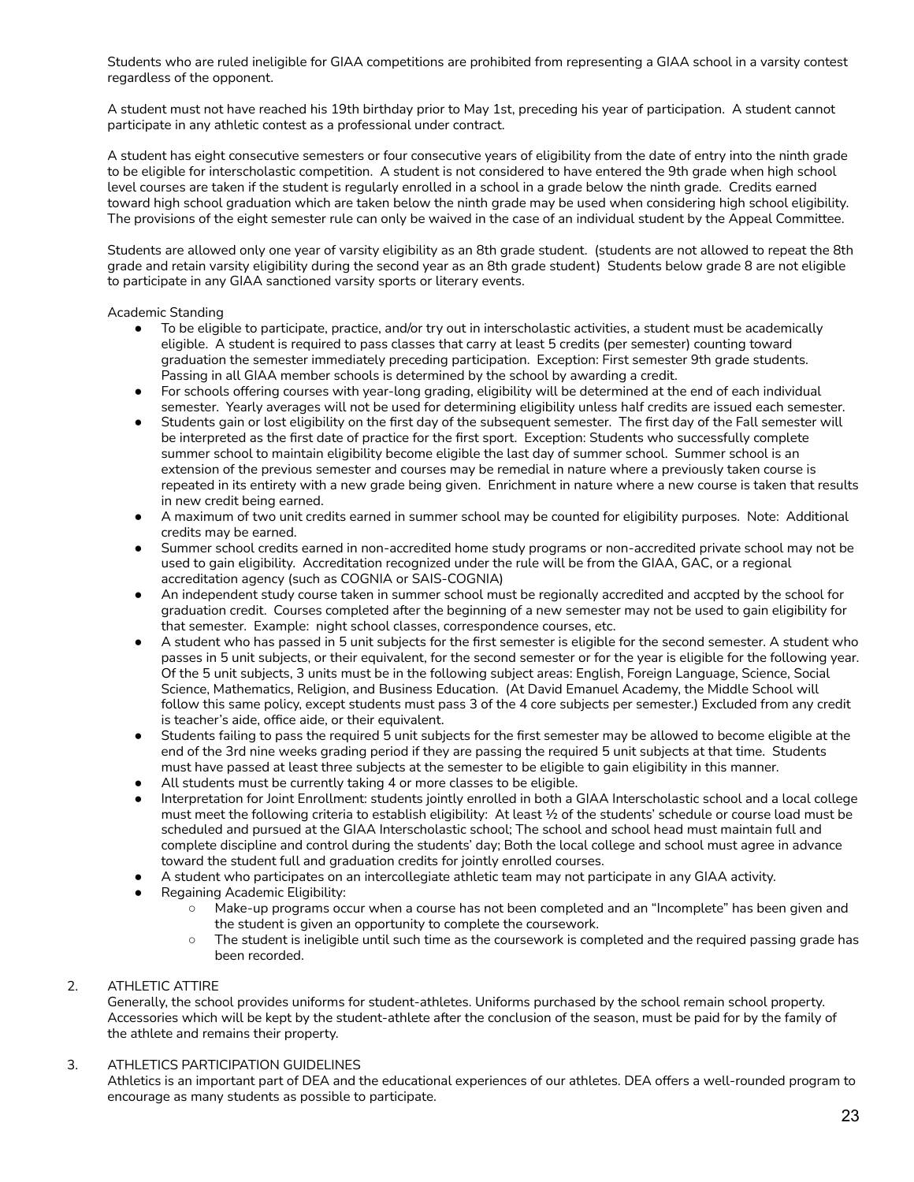Students who are ruled ineligible for GIAA competitions are prohibited from representing a GIAA school in a varsity contest regardless of the opponent.

A student must not have reached his 19th birthday prior to May 1st, preceding his year of participation. A student cannot participate in any athletic contest as a professional under contract.

A student has eight consecutive semesters or four consecutive years of eligibility from the date of entry into the ninth grade to be eligible for interscholastic competition. A student is not considered to have entered the 9th grade when high school level courses are taken if the student is regularly enrolled in a school in a grade below the ninth grade. Credits earned toward high school graduation which are taken below the ninth grade may be used when considering high school eligibility. The provisions of the eight semester rule can only be waived in the case of an individual student by the Appeal Committee.

Students are allowed only one year of varsity eligibility as an 8th grade student. (students are not allowed to repeat the 8th grade and retain varsity eligibility during the second year as an 8th grade student) Students below grade 8 are not eligible to participate in any GIAA sanctioned varsity sports or literary events.

Academic Standing

- To be eligible to participate, practice, and/or try out in interscholastic activities, a student must be academically eligible. A student is required to pass classes that carry at least 5 credits (per semester) counting toward graduation the semester immediately preceding participation. Exception: First semester 9th grade students. Passing in all GIAA member schools is determined by the school by awarding a credit.
- For schools offering courses with year-long grading, eligibility will be determined at the end of each individual semester. Yearly averages will not be used for determining eligibility unless half credits are issued each semester.
- Students gain or lost eligibility on the first day of the subsequent semester. The first day of the Fall semester will be interpreted as the first date of practice for the first sport. Exception: Students who successfully complete summer school to maintain eligibility become eligible the last day of summer school. Summer school is an extension of the previous semester and courses may be remedial in nature where a previously taken course is repeated in its entirety with a new grade being given. Enrichment in nature where a new course is taken that results in new credit being earned.
- A maximum of two unit credits earned in summer school may be counted for eligibility purposes. Note: Additional credits may be earned.
- Summer school credits earned in non-accredited home study programs or non-accredited private school may not be used to gain eligibility. Accreditation recognized under the rule will be from the GIAA, GAC, or a regional accreditation agency (such as COGNIA or SAIS-COGNIA)
- An independent study course taken in summer school must be regionally accredited and accpted by the school for graduation credit. Courses completed after the beginning of a new semester may not be used to gain eligibility for that semester. Example: night school classes, correspondence courses, etc.
- A student who has passed in 5 unit subjects for the first semester is eligible for the second semester. A student who passes in 5 unit subjects, or their equivalent, for the second semester or for the year is eligible for the following year. Of the 5 unit subjects, 3 units must be in the following subject areas: English, Foreign Language, Science, Social Science, Mathematics, Religion, and Business Education. (At David Emanuel Academy, the Middle School will follow this same policy, except students must pass 3 of the 4 core subjects per semester.) Excluded from any credit is teacher's aide, office aide, or their equivalent.
- Students failing to pass the required 5 unit subjects for the first semester may be allowed to become eligible at the end of the 3rd nine weeks grading period if they are passing the required 5 unit subjects at that time. Students must have passed at least three subjects at the semester to be eligible to gain eligibility in this manner.
- All students must be currently taking 4 or more classes to be eligible.
- Interpretation for Joint Enrollment: students jointly enrolled in both a GIAA Interscholastic school and a local college must meet the following criteria to establish eligibility: At least ½ of the students' schedule or course load must be scheduled and pursued at the GIAA Interscholastic school; The school and school head must maintain full and complete discipline and control during the students' day; Both the local college and school must agree in advance toward the student full and graduation credits for jointly enrolled courses.
- A student who participates on an intercollegiate athletic team may not participate in any GIAA activity.
- Regaining Academic Eligibility:
  - Make-up programs occur when a course has not been completed and an "Incomplete" has been given and the student is given an opportunity to complete the coursework.
  - The student is ineligible until such time as the coursework is completed and the required passing grade has been recorded.

2. ATHLETIC ATTIRE

Generally, the school provides uniforms for student-athletes. Uniforms purchased by the school remain school property. Accessories which will be kept by the student-athlete after the conclusion of the season, must be paid for by the family of the athlete and remains their property.

3. ATHLETICS PARTICIPATION GUIDELINES

Athletics is an important part of DEA and the educational experiences of our athletes. DEA offers a well-rounded program to encourage as many students as possible to participate.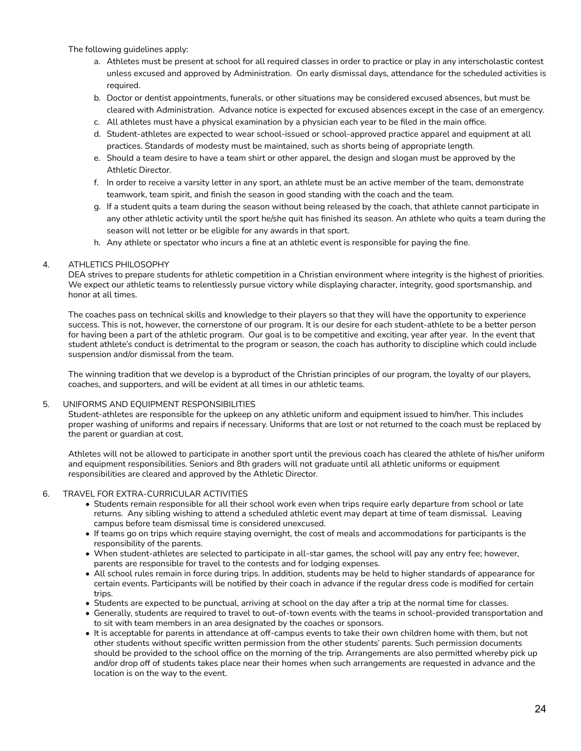The following guidelines apply:

a. Athletes must be present at school for all required classes in order to practice or play in any interscholastic contest unless excused and approved by Administration. On early dismissal days, attendance for the scheduled activities is required.
b. Doctor or dentist appointments, funerals, or other situations may be considered excused absences, but must be cleared with Administration. Advance notice is expected for excused absences except in the case of an emergency.
c. All athletes must have a physical examination by a physician each year to be filed in the main office.
d. Student-athletes are expected to wear school-issued or school-approved practice apparel and equipment at all practices. Standards of modesty must be maintained, such as shorts being of appropriate length.
e. Should a team desire to have a team shirt or other apparel, the design and slogan must be approved by the Athletic Director.
f. In order to receive a varsity letter in any sport, an athlete must be an active member of the team, demonstrate teamwork, team spirit, and finish the season in good standing with the coach and the team.
g. If a student quits a team during the season without being released by the coach, that athlete cannot participate in any other athletic activity until the sport he/she quit has finished its season. An athlete who quits a team during the season will not letter or be eligible for any awards in that sport.
h. Any athlete or spectator who incurs a fine at an athletic event is responsible for paying the fine.

4. ATHLETICS PHILOSOPHY

DEA strives to prepare students for athletic competition in a Christian environment where integrity is the highest of priorities. We expect our athletic teams to relentlessly pursue victory while displaying character, integrity, good sportsmanship, and honor at all times.

The coaches pass on technical skills and knowledge to their players so that they will have the opportunity to experience success. This is not, however, the cornerstone of our program. It is our desire for each student-athlete to be a better person for having been a part of the athletic program. Our goal is to be competitive and exciting, year after year. In the event that student athlete's conduct is detrimental to the program or season, the coach has authority to discipline which could include suspension and/or dismissal from the team.

The winning tradition that we develop is a byproduct of the Christian principles of our program, the loyalty of our players, coaches, and supporters, and will be evident at all times in our athletic teams.

5. UNIFORMS AND EQUIPMENT RESPONSIBILITIES

Student-athletes are responsible for the upkeep on any athletic uniform and equipment issued to him/her. This includes proper washing of uniforms and repairs if necessary. Uniforms that are lost or not returned to the coach must be replaced by the parent or guardian at cost.

Athletes will not be allowed to participate in another sport until the previous coach has cleared the athlete of his/her uniform and equipment responsibilities. Seniors and 8th graders will not graduate until all athletic uniforms or equipment responsibilities are cleared and approved by the Athletic Director.

6. TRAVEL FOR EXTRA-CURRICULAR ACTIVITIES

- Students remain responsible for all their school work even when trips require early departure from school or late returns. Any sibling wishing to attend a scheduled athletic event may depart at time of team dismissal. Leaving campus before team dismissal time is considered unexcused.
- If teams go on trips which require staying overnight, the cost of meals and accommodations for participants is the responsibility of the parents.
- When student-athletes are selected to participate in all-star games, the school will pay any entry fee; however, parents are responsible for travel to the contests and for lodging expenses.
- All school rules remain in force during trips. In addition, students may be held to higher standards of appearance for certain events. Participants will be notified by their coach in advance if the regular dress code is modified for certain trips.
- Students are expected to be punctual, arriving at school on the day after a trip at the normal time for classes.
- Generally, students are required to travel to out-of-town events with the teams in school-provided transportation and to sit with team members in an area designated by the coaches or sponsors.
- It is acceptable for parents in attendance at off-campus events to take their own children home with them, but not other students without specific written permission from the other students' parents. Such permission documents should be provided to the school office on the morning of the trip. Arrangements are also permitted whereby pick up and/or drop off of students takes place near their homes when such arrangements are requested in advance and the location is on the way to the event.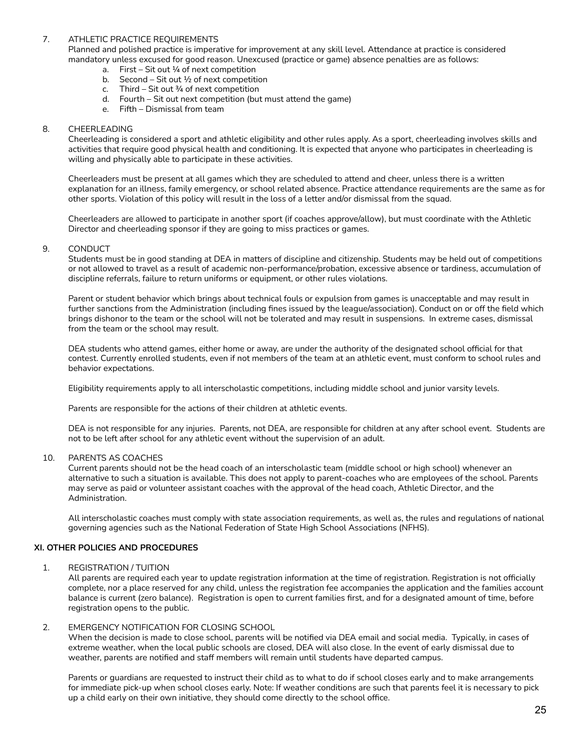7. ATHLETIC PRACTICE REQUIREMENTS

   Planned and polished practice is imperative for improvement at any skill level. Attendance at practice is considered mandatory unless excused for good reason. Unexcused (practice or game) absence penalties are as follows:

   a. First – Sit out ¼ of next competition
   b. Second – Sit out ½ of next competition
   c. Third – Sit out ¾ of next competition
   d. Fourth – Sit out next competition (but must attend the game)
   e. Fifth – Dismissal from team

8. CHEERLEADING

   Cheerleading is considered a sport and athletic eligibility and other rules apply. As a sport, cheerleading involves skills and activities that require good physical health and conditioning. It is expected that anyone who participates in cheerleading is willing and physically able to participate in these activities.

   Cheerleaders must be present at all games which they are scheduled to attend and cheer, unless there is a written explanation for an illness, family emergency, or school related absence. Practice attendance requirements are the same as for other sports. Violation of this policy will result in the loss of a letter and/or dismissal from the squad.

   Cheerleaders are allowed to participate in another sport (if coaches approve/allow), but must coordinate with the Athletic Director and cheerleading sponsor if they are going to miss practices or games.

9. CONDUCT

   Students must be in good standing at DEA in matters of discipline and citizenship. Students may be held out of competitions or not allowed to travel as a result of academic non-performance/probation, excessive absence or tardiness, accumulation of discipline referrals, failure to return uniforms or equipment, or other rules violations.

   Parent or student behavior which brings about technical fouls or expulsion from games is unacceptable and may result in further sanctions from the Administration (including fines issued by the league/association). Conduct on or off the field which brings dishonor to the team or the school will not be tolerated and may result in suspensions. In extreme cases, dismissal from the team or the school may result.

   DEA students who attend games, either home or away, are under the authority of the designated school official for that contest. Currently enrolled students, even if not members of the team at an athletic event, must conform to school rules and behavior expectations.

   Eligibility requirements apply to all interscholastic competitions, including middle school and junior varsity levels.

   Parents are responsible for the actions of their children at athletic events.

   DEA is not responsible for any injuries. Parents, not DEA, are responsible for children at any after school event. Students are not to be left after school for any athletic event without the supervision of an adult.

10. PARENTS AS COACHES

    Current parents should not be the head coach of an interscholastic team (middle school or high school) whenever an alternative to such a situation is available. This does not apply to parent-coaches who are employees of the school. Parents may serve as paid or volunteer assistant coaches with the approval of the head coach, Athletic Director, and the Administration.

    All interscholastic coaches must comply with state association requirements, as well as, the rules and regulations of national governing agencies such as the National Federation of State High School Associations (NFHS).

**XI. OTHER POLICIES AND PROCEDURES**

1. REGISTRATION / TUITION

   All parents are required each year to update registration information at the time of registration. Registration is not officially complete, nor a place reserved for any child, unless the registration fee accompanies the application and the families account balance is current (zero balance). Registration is open to current families first, and for a designated amount of time, before registration opens to the public.

2. EMERGENCY NOTIFICATION FOR CLOSING SCHOOL

   When the decision is made to close school, parents will be notified via DEA email and social media. Typically, in cases of extreme weather, when the local public schools are closed, DEA will also close. In the event of early dismissal due to weather, parents are notified and staff members will remain until students have departed campus.

   Parents or guardians are requested to instruct their child as to what to do if school closes early and to make arrangements for immediate pick-up when school closes early. Note: If weather conditions are such that parents feel it is necessary to pick up a child early on their own initiative, they should come directly to the school office.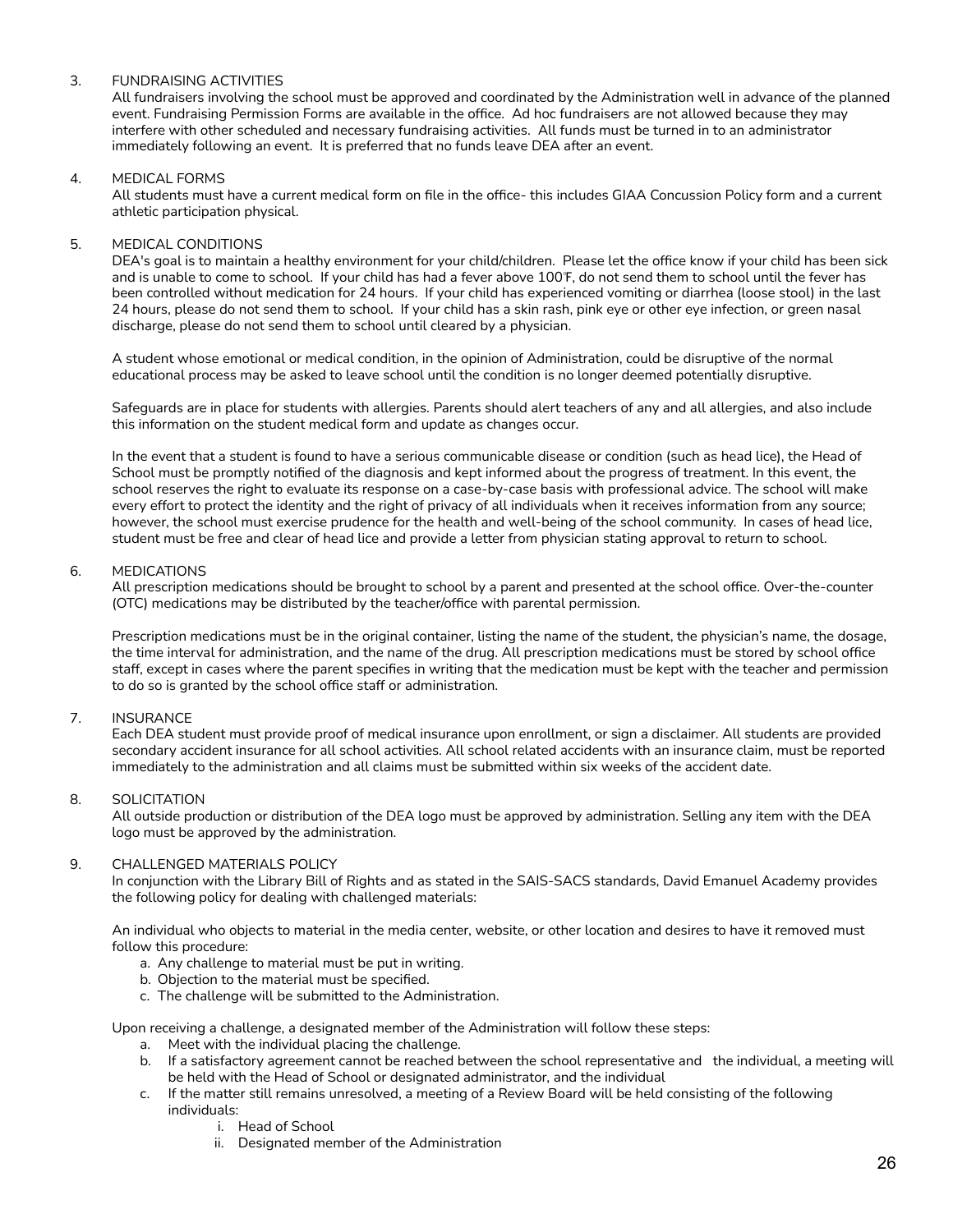3. FUNDRAISING ACTIVITIES
All fundraisers involving the school must be approved and coordinated by the Administration well in advance of the planned event. Fundraising Permission Forms are available in the office. Ad hoc fundraisers are not allowed because they may interfere with other scheduled and necessary fundraising activities. All funds must be turned in to an administrator immediately following an event. It is preferred that no funds leave DEA after an event.

4. MEDICAL FORMS
All students must have a current medical form on file in the office- this includes GIAA Concussion Policy form and a current athletic participation physical.

5. MEDICAL CONDITIONS
DEA's goal is to maintain a healthy environment for your child/children. Please let the office know if your child has been sick and is unable to come to school. If your child has had a fever above 100℉, do not send them to school until the fever has been controlled without medication for 24 hours. If your child has experienced vomiting or diarrhea (loose stool) in the last 24 hours, please do not send them to school. If your child has a skin rash, pink eye or other eye infection, or green nasal discharge, please do not send them to school until cleared by a physician.

A student whose emotional or medical condition, in the opinion of Administration, could be disruptive of the normal educational process may be asked to leave school until the condition is no longer deemed potentially disruptive.

Safeguards are in place for students with allergies. Parents should alert teachers of any and all allergies, and also include this information on the student medical form and update as changes occur.

In the event that a student is found to have a serious communicable disease or condition (such as head lice), the Head of School must be promptly notified of the diagnosis and kept informed about the progress of treatment. In this event, the school reserves the right to evaluate its response on a case-by-case basis with professional advice. The school will make every effort to protect the identity and the right of privacy of all individuals when it receives information from any source; however, the school must exercise prudence for the health and well-being of the school community. In cases of head lice, student must be free and clear of head lice and provide a letter from physician stating approval to return to school.

6. MEDICATIONS
All prescription medications should be brought to school by a parent and presented at the school office. Over-the-counter (OTC) medications may be distributed by the teacher/office with parental permission.

Prescription medications must be in the original container, listing the name of the student, the physician's name, the dosage, the time interval for administration, and the name of the drug. All prescription medications must be stored by school office staff, except in cases where the parent specifies in writing that the medication must be kept with the teacher and permission to do so is granted by the school office staff or administration.

7. INSURANCE
Each DEA student must provide proof of medical insurance upon enrollment, or sign a disclaimer. All students are provided secondary accident insurance for all school activities. All school related accidents with an insurance claim, must be reported immediately to the administration and all claims must be submitted within six weeks of the accident date.

8. SOLICITATION
All outside production or distribution of the DEA logo must be approved by administration. Selling any item with the DEA logo must be approved by the administration.

9. CHALLENGED MATERIALS POLICY
In conjunction with the Library Bill of Rights and as stated in the SAIS-SACS standards, David Emanuel Academy provides the following policy for dealing with challenged materials:

An individual who objects to material in the media center, website, or other location and desires to have it removed must follow this procedure:

a. Any challenge to material must be put in writing.
b. Objection to the material must be specified.
c. The challenge will be submitted to the Administration.

Upon receiving a challenge, a designated member of the Administration will follow these steps:

a. Meet with the individual placing the challenge.
b. If a satisfactory agreement cannot be reached between the school representative and the individual, a meeting will be held with the Head of School or designated administrator, and the individual
c. If the matter still remains unresolved, a meeting of a Review Board will be held consisting of the following individuals:
    i. Head of School
    ii. Designated member of the Administration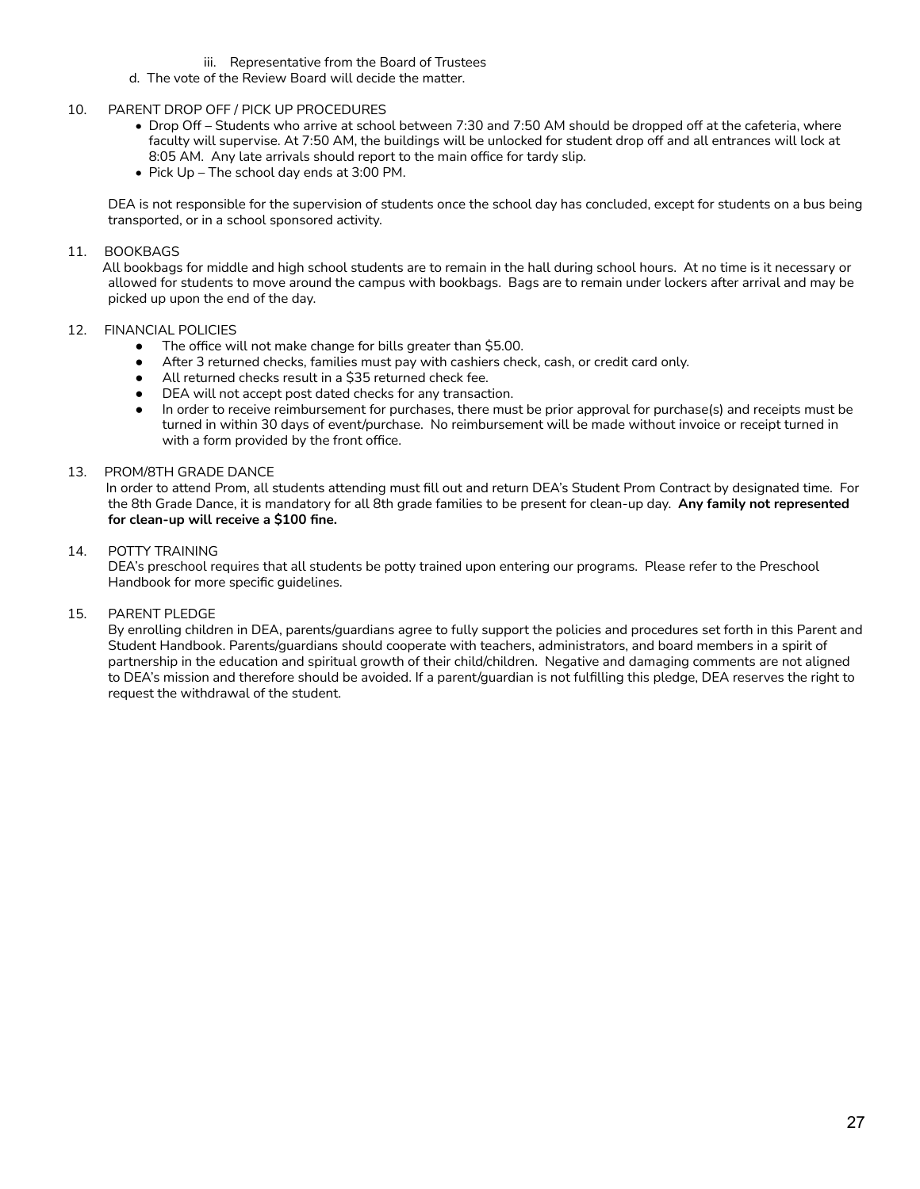iii. Representative from the Board of Trustees

d. The vote of the Review Board will decide the matter.

10. PARENT DROP OFF / PICK UP PROCEDURES
    - Drop Off – Students who arrive at school between 7:30 and 7:50 AM should be dropped off at the cafeteria, where faculty will supervise. At 7:50 AM, the buildings will be unlocked for student drop off and all entrances will lock at 8:05 AM. Any late arrivals should report to the main office for tardy slip.
    - Pick Up – The school day ends at 3:00 PM.

    DEA is not responsible for the supervision of students once the school day has concluded, except for students on a bus being transported, or in a school sponsored activity.

11. BOOKBAGS

    All bookbags for middle and high school students are to remain in the hall during school hours. At no time is it necessary or allowed for students to move around the campus with bookbags. Bags are to remain under lockers after arrival and may be picked up upon the end of the day.

12. FINANCIAL POLICIES
    - The office will not make change for bills greater than $5.00.
    - After 3 returned checks, families must pay with cashiers check, cash, or credit card only.
    - All returned checks result in a $35 returned check fee.
    - DEA will not accept post dated checks for any transaction.
    - In order to receive reimbursement for purchases, there must be prior approval for purchase(s) and receipts must be turned in within 30 days of event/purchase. No reimbursement will be made without invoice or receipt turned in with a form provided by the front office.

13. PROM/8TH GRADE DANCE

    In order to attend Prom, all students attending must fill out and return DEA's Student Prom Contract by designated time. For the 8th Grade Dance, it is mandatory for all 8th grade families to be present for clean-up day. **Any family not represented for clean-up will receive a $100 fine.**

14. POTTY TRAINING

    DEA's preschool requires that all students be potty trained upon entering our programs. Please refer to the Preschool Handbook for more specific guidelines.

15. PARENT PLEDGE

    By enrolling children in DEA, parents/guardians agree to fully support the policies and procedures set forth in this Parent and Student Handbook. Parents/guardians should cooperate with teachers, administrators, and board members in a spirit of partnership in the education and spiritual growth of their child/children. Negative and damaging comments are not aligned to DEA's mission and therefore should be avoided. If a parent/guardian is not fulfilling this pledge, DEA reserves the right to request the withdrawal of the student.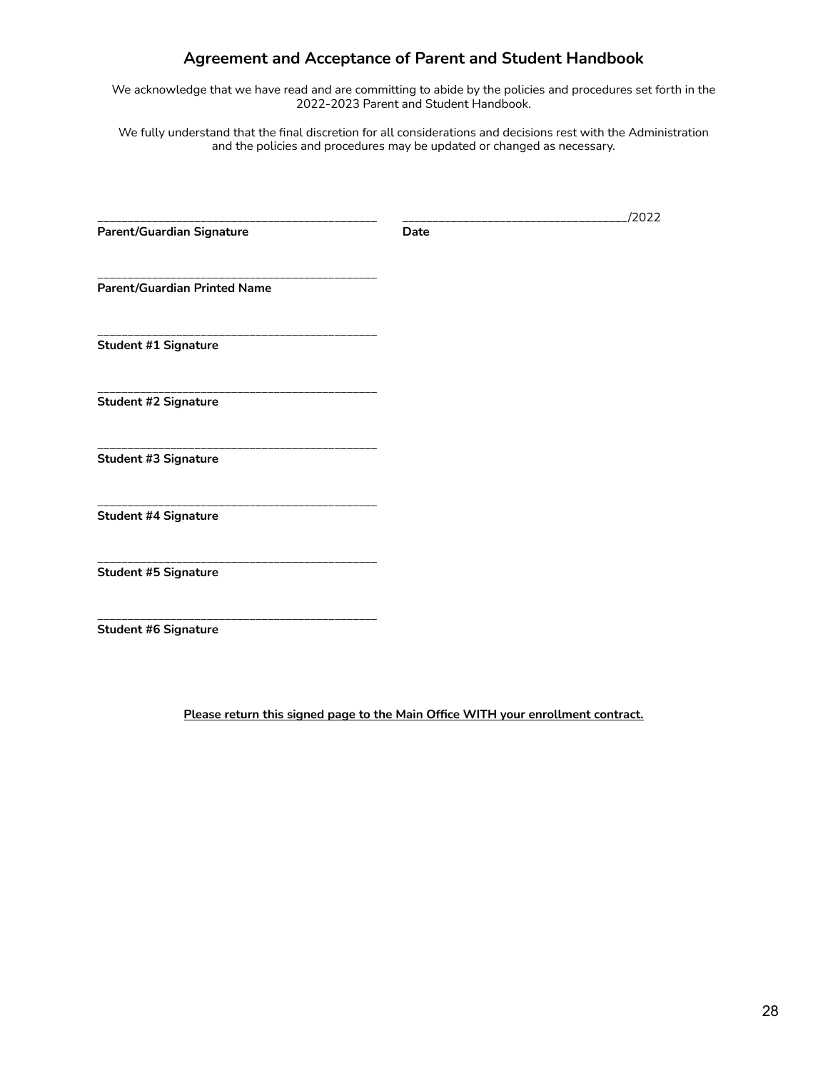## Agreement and Acceptance of Parent and Student Handbook

We acknowledge that we have read and are committing to abide by the policies and procedures set forth in the 2022-2023 Parent and Student Handbook.

We fully understand that the final discretion for all considerations and decisions rest with the Administration and the policies and procedures may be updated or changed as necessary.

| | |
|---|---|
| ____________________________________________ | ___________________________________/2022 |
| **Parent/Guardian Signature** | **Date** |

____________________________________________
**Parent/Guardian Printed Name**

____________________________________________
**Student #1 Signature**

____________________________________________
**Student #2 Signature**

____________________________________________
**Student #3 Signature**

____________________________________________
**Student #4 Signature**

____________________________________________
**Student #5 Signature**

____________________________________________
**Student #6 Signature**

**<u>Please return this signed page to the Main Office WITH your enrollment contract.</u>**